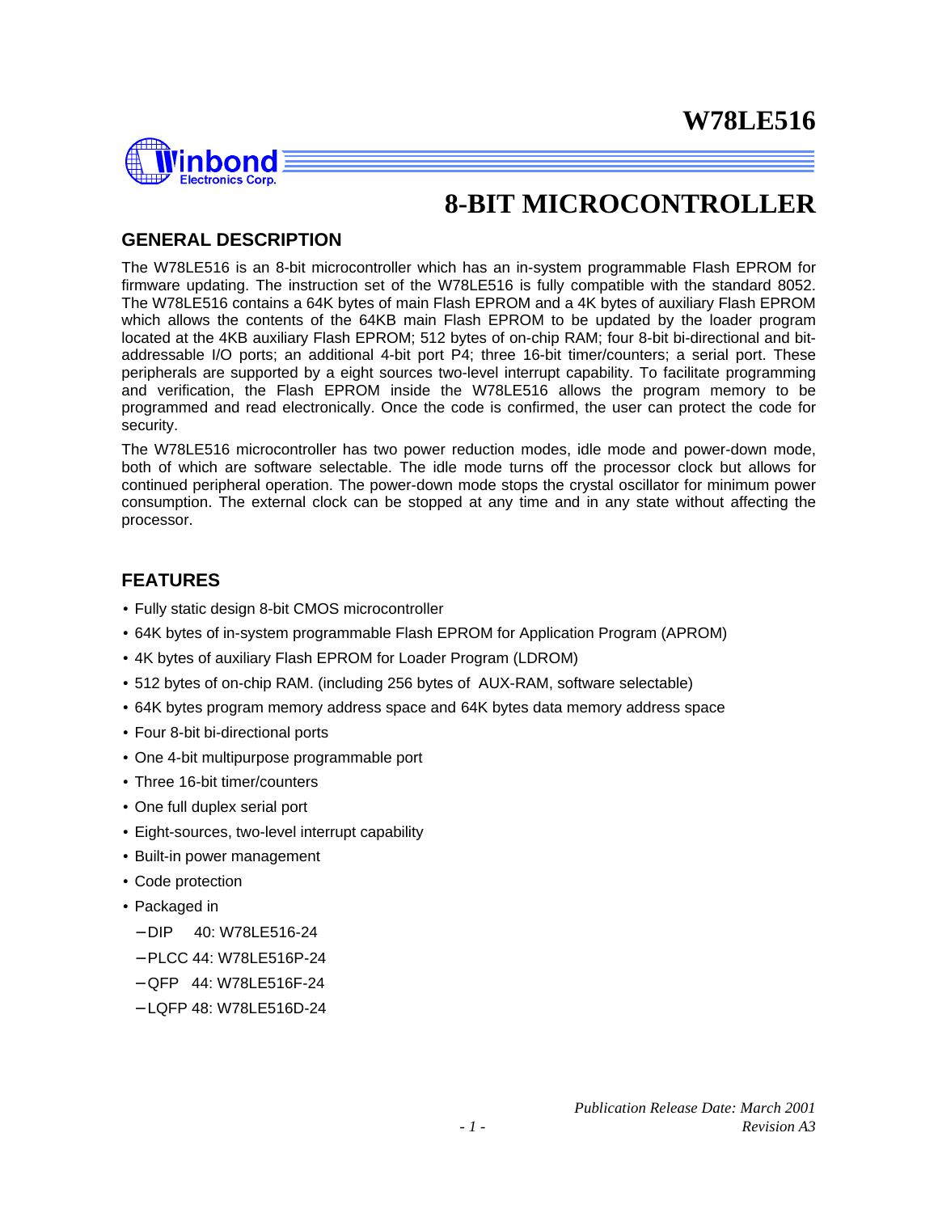# W78LE516

## 8-BIT MICROCONTROLLER

### GENERAL DESCRIPTION

The W78LE516 is an 8-bit microcontroller which has an in-system programmable Flash EPROM for firmware updating. The instruction set of the W78LE516 is fully compatible with the standard 8052. The W78LE516 contains a 64K bytes of main Flash EPROM and a 4K bytes of auxiliary Flash EPROM which allows the contents of the 64KB main Flash EPROM to be updated by the loader program located at the 4KB auxiliary Flash EPROM; 512 bytes of on-chip RAM; four 8-bit bi-directional and bit-addressable I/O ports; an additional 4-bit port P4; three 16-bit timer/counters; a serial port. These peripherals are supported by a eight sources two-level interrupt capability. To facilitate programming and verification, the Flash EPROM inside the W78LE516 allows the program memory to be programmed and read electronically. Once the code is confirmed, the user can protect the code for security.

The W78LE516 microcontroller has two power reduction modes, idle mode and power-down mode, both of which are software selectable. The idle mode turns off the processor clock but allows for continued peripheral operation. The power-down mode stops the crystal oscillator for minimum power consumption. The external clock can be stopped at any time and in any state without affecting the processor.

### FEATURES

- Fully static design 8-bit CMOS microcontroller
- 64K bytes of in-system programmable Flash EPROM for Application Program (APROM)
- 4K bytes of auxiliary Flash EPROM for Loader Program (LDROM)
- 512 bytes of on-chip RAM. (including 256 bytes of AUX-RAM, software selectable)
- 64K bytes program memory address space and 64K bytes data memory address space
- Four 8-bit bi-directional ports
- One 4-bit multipurpose programmable port
- Three 16-bit timer/counters
- One full duplex serial port
- Eight-sources, two-level interrupt capability
- Built-in power management
- Code protection
- Packaged in
  - DIP 40: W78LE516-24
  - PLCC 44: W78LE516P-24
  - QFP 44: W78LE516F-24
  - LQFP 48: W78LE516D-24

*Publication Release Date: March 2001*
*Revision A3*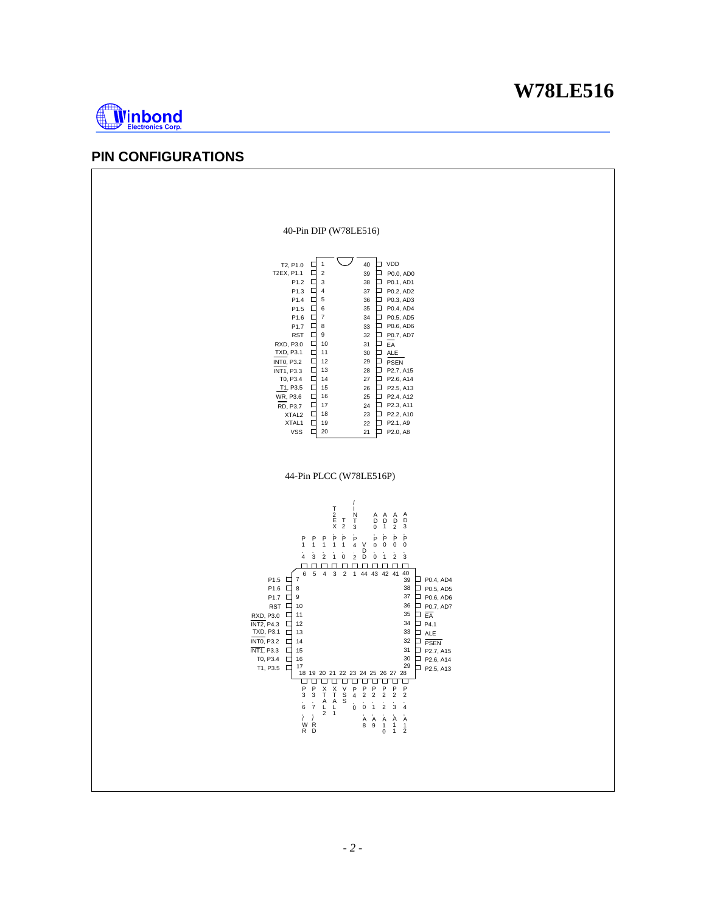## PIN CONFIGURATIONS

### 40-Pin DIP (W78LE516)

| Left Pin Name | Pin | Pin | Right Pin Name |
|---|---|---|---|
| T2, P1.0 | 1 | 40 | VDD |
| T2EX, P1.1 | 2 | 39 | P0.0, AD0 |
| P1.2 | 3 | 38 | P0.1, AD1 |
| P1.3 | 4 | 37 | P0.2, AD2 |
| P1.4 | 5 | 36 | P0.3, AD3 |
| P1.5 | 6 | 35 | P0.4, AD4 |
| P1.6 | 7 | 34 | P0.5, AD5 |
| P1.7 | 8 | 33 | P0.6, AD6 |
| RST | 9 | 32 | P0.7, AD7 |
| RXD, P3.0 | 10 | 31 | $\overline{EA}$ |
| TXD, P3.1 | 11 | 30 | ALE |
| $\overline{INT0}$, P3.2 | 12 | 29 | $\overline{PSEN}$ |
| INT1, P3.3 | 13 | 28 | P2.7, A15 |
| T0, P3.4 | 14 | 27 | P2.6, A14 |
| T1, P3.5 | 15 | 26 | P2.5, A13 |
| $\overline{WR}$, P3.6 | 16 | 25 | P2.4, A12 |
| $\overline{RD}$, P3.7 | 17 | 24 | P2.3, A11 |
| XTAL2 | 18 | 23 | P2.2, A10 |
| XTAL1 | 19 | 22 | P2.1, A9 |
| VSS | 20 | 21 | P2.0, A8 |

### 44-Pin PLCC (W78LE516P)

| Pin | Name |
|---|---|
| 1 | P4.2, /INT3 |
| 2 | P1.0, T2 |
| 3 | P1.1, T2EX |
| 4 | P1.2 |
| 5 | P1.3 |
| 6 | P1.4 |
| 7 | P1.5 |
| 8 | P1.6 |
| 9 | P1.7 |
| 10 | RST |
| 11 | RXD, P3.0 |
| 12 | $\overline{INT2}$, P4.3 |
| 13 | TXD, P3.1 |
| 14 | $\overline{INT0}$, P3.2 |
| 15 | $\overline{INT1}$, P3.3 |
| 16 | T0, P3.4 |
| 17 | T1, P3.5 |
| 18 | P3.6, /WR |
| 19 | P3.7, /RD |
| 20 | XTAL2 |
| 21 | XTAL1 |
| 22 | VSS |
| 23 | P4.0 |
| 24 | P2.0, A8 |
| 25 | P2.1, A9 |
| 26 | P2.2, A10 |
| 27 | P2.3, A11 |
| 28 | P2.4, A12 |
| 29 | P2.5, A13 |
| 30 | P2.6, A14 |
| 31 | P2.7, A15 |
| 32 | $\overline{PSEN}$ |
| 33 | ALE |
| 34 | P4.1 |
| 35 | $\overline{EA}$ |
| 36 | P0.7, AD7 |
| 37 | P0.6, AD6 |
| 38 | P0.5, AD5 |
| 39 | P0.4, AD4 |
| 40 | P0.3, AD3 |
| 41 | P0.2, AD2 |
| 42 | P0.1, AD1 |
| 43 | P0.0, AD0 |
| 44 | VDD |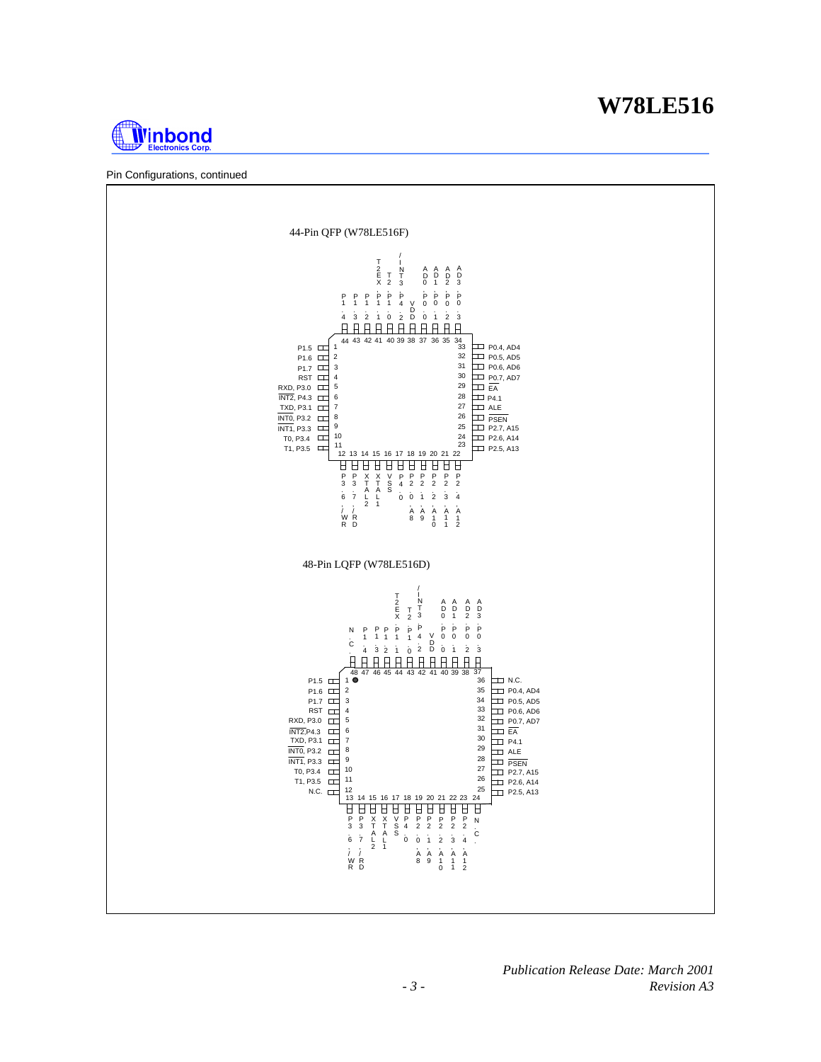Pin Configurations, continued

## 44-Pin QFP (W78LE516F)

| Pin | Function | Pin | Function | Pin | Function | Pin | Function |
|---|---|---|---|---|---|---|---|
| 1 | P1.5 | 12 | P3.6, /WR | 23 | P2.5, A13 | 34 | P0.3, AD3 |
| 2 | P1.6 | 13 | P3.7, /RD | 24 | P2.6, A14 | 35 | P0.2, AD2 |
| 3 | P1.7 | 14 | XTAL2 | 25 | P2.7, A15 | 36 | P0.1, AD1 |
| 4 | RST | 15 | XTAL1 | 26 | $\overline{PSEN}$ | 37 | P0.0, AD0 |
| 5 | RXD, P3.0 | 16 | VSS | 27 | ALE | 38 | VDD |
| 6 | $\overline{INT2}$, P4.3 | 17 | P4.0 | 28 | P4.1 | 39 | P4.2, /INT3 |
| 7 | TXD, P3.1 | 18 | P2.0, A8 | 29 | $\overline{EA}$ | 40 | P1.0, T2 |
| 8 | $\overline{INT0}$, P3.2 | 19 | P2.1, A9 | 30 | P0.7, AD7 | 41 | P1.1, T2EX |
| 9 | $\overline{INT1}$, P3.3 | 20 | P2.2, A10 | 31 | P0.6, AD6 | 42 | P1.2 |
| 10 | T0, P3.4 | 21 | P2.3, A11 | 32 | P0.5, AD5 | 43 | P1.3 |
| 11 | T1, P3.5 | 22 | P2.4, A12 | 33 | P0.4, AD4 | 44 | P1.4 |

## 48-Pin LQFP (W78LE516D)

| Pin | Function | Pin | Function | Pin | Function | Pin | Function |
|---|---|---|---|---|---|---|---|
| 1 | P1.5 | 13 | P3.6, /WR | 25 | P2.5, A13 | 37 | P0.3, AD3 |
| 2 | P1.6 | 14 | P3.7, /RD | 26 | P2.6, A14 | 38 | P0.2, AD2 |
| 3 | P1.7 | 15 | XTAL2 | 27 | P2.7, A15 | 39 | P0.1, AD1 |
| 4 | RST | 16 | XTAL1 | 28 | $\overline{PSEN}$ | 40 | P0.0, AD0 |
| 5 | RXD, P3.0 | 17 | VSS | 29 | ALE | 41 | VDD |
| 6 | $\overline{INT2}$, P4.3 | 18 | P4.0 | 30 | P4.1 | 42 | P4.2, /INT3 |
| 7 | TXD, P3.1 | 19 | P2.0, A8 | 31 | $\overline{EA}$ | 43 | P1.0, T2 |
| 8 | $\overline{INT0}$, P3.2 | 20 | P2.1, A9 | 32 | P0.7, AD7 | 44 | P1.1, T2EX |
| 9 | $\overline{INT1}$, P3.3 | 21 | P2.2, A10 | 33 | P0.6, AD6 | 45 | P1.2 |
| 10 | T0, P3.4 | 22 | P2.3, A11 | 34 | P0.5, AD5 | 46 | P1.3 |
| 11 | T1, P3.5 | 23 | P2.4, A12 | 35 | P0.4, AD4 | 47 | P1.4 |
| 12 | N.C. | 24 | N.C. | 36 | N.C. | 48 | N.C. |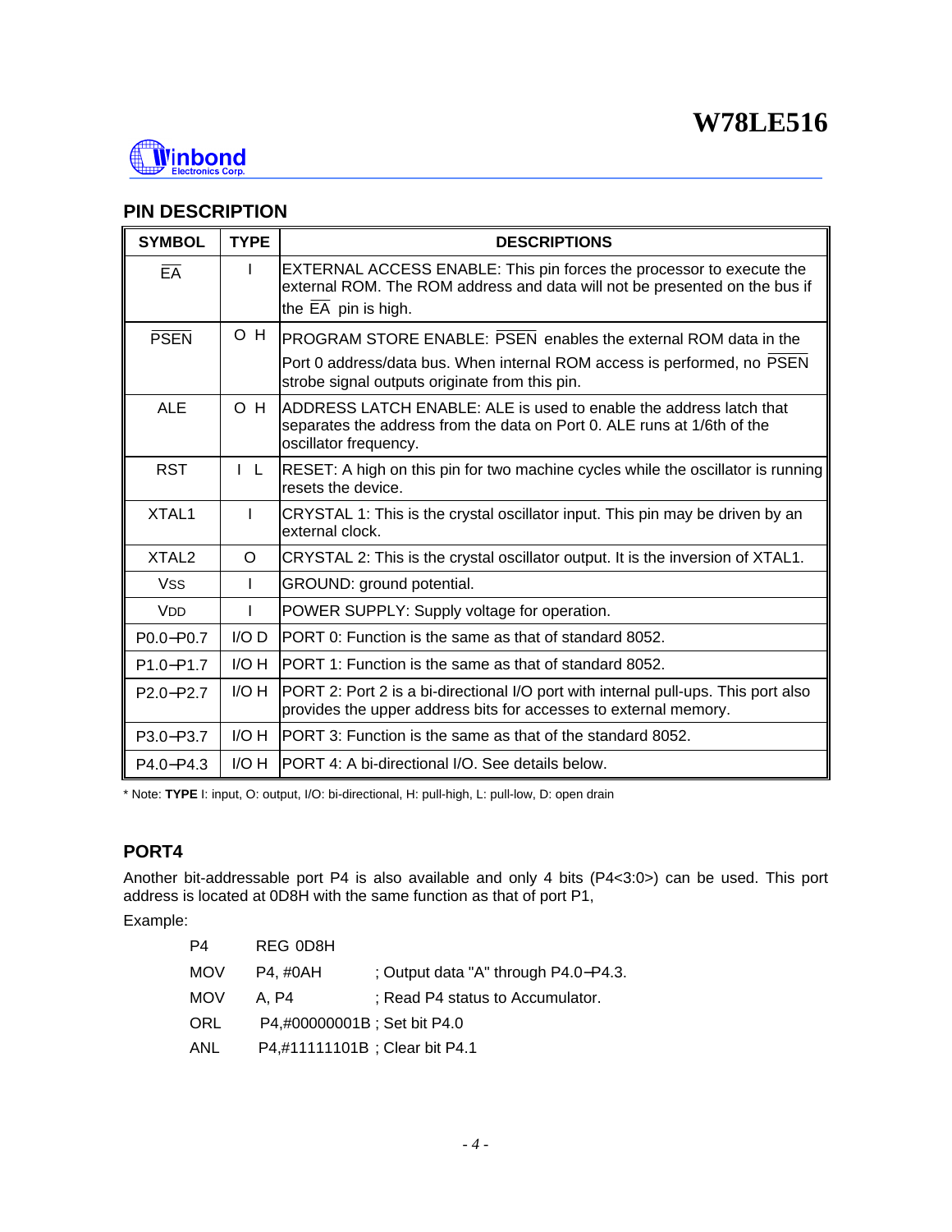## PIN DESCRIPTION

| SYMBOL | TYPE | DESCRIPTIONS |
|---|---|---|
| $\overline{EA}$ | I | EXTERNAL ACCESS ENABLE: This pin forces the processor to execute the external ROM. The ROM address and data will not be presented on the bus if the $\overline{EA}$ pin is high. |
| $\overline{PSEN}$ | O H | PROGRAM STORE ENABLE: $\overline{PSEN}$ enables the external ROM data in the Port 0 address/data bus. When internal ROM access is performed, no $\overline{PSEN}$ strobe signal outputs originate from this pin. |
| ALE | O H | ADDRESS LATCH ENABLE: ALE is used to enable the address latch that separates the address from the data on Port 0. ALE runs at 1/6th of the oscillator frequency. |
| RST | I L | RESET: A high on this pin for two machine cycles while the oscillator is running resets the device. |
| XTAL1 | I | CRYSTAL 1: This is the crystal oscillator input. This pin may be driven by an external clock. |
| XTAL2 | O | CRYSTAL 2: This is the crystal oscillator output. It is the inversion of XTAL1. |
| $V_{SS}$ | I | GROUND: ground potential. |
| $V_{DD}$ | I | POWER SUPPLY: Supply voltage for operation. |
| P0.0−P0.7 | I/O D | PORT 0: Function is the same as that of standard 8052. |
| P1.0−P1.7 | I/O H | PORT 1: Function is the same as that of standard 8052. |
| P2.0−P2.7 | I/O H | PORT 2: Port 2 is a bi-directional I/O port with internal pull-ups. This port also provides the upper address bits for accesses to external memory. |
| P3.0−P3.7 | I/O H | PORT 3: Function is the same as that of the standard 8052. |
| P4.0−P4.3 | I/O H | PORT 4: A bi-directional I/O. See details below. |

* Note: **TYPE** I: input, O: output, I/O: bi-directional, H: pull-high, L: pull-low, D: open drain

## PORT4

Another bit-addressable port P4 is also available and only 4 bits (P4<3:0>) can be used. This port address is located at 0D8H with the same function as that of port P1,

Example:

```
P4      REG 0D8H
MOV     P4, #0AH         ; Output data "A" through P4.0−P4.3.
MOV     A, P4            ; Read P4 status to Accumulator.
ORL     P4,#00000001B ; Set bit P4.0
ANL     P4,#11111101B ; Clear bit P4.1
```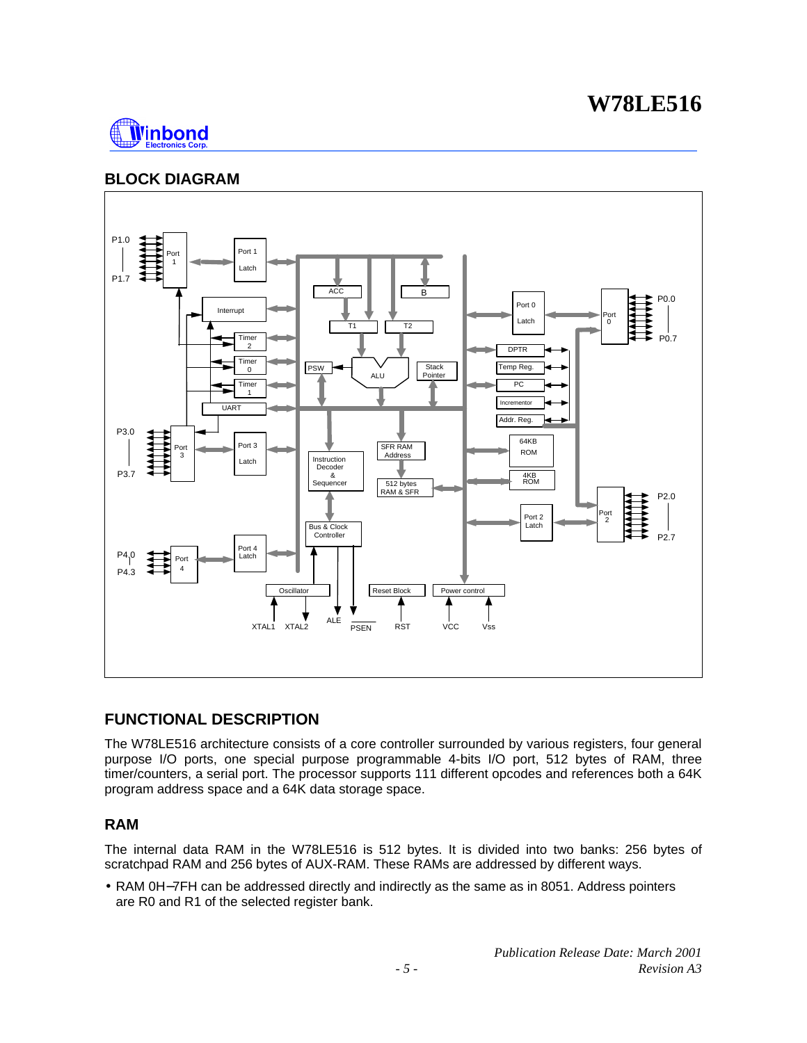## BLOCK DIAGRAM

## FUNCTIONAL DESCRIPTION

The W78LE516 architecture consists of a core controller surrounded by various registers, four general purpose I/O ports, one special purpose programmable 4-bits I/O port, 512 bytes of RAM, three timer/counters, a serial port. The processor supports 111 different opcodes and references both a 64K program address space and a 64K data storage space.

## RAM

The internal data RAM in the W78LE516 is 512 bytes. It is divided into two banks: 256 bytes of scratchpad RAM and 256 bytes of AUX-RAM. These RAMs are addressed by different ways.

- RAM 0H–7FH can be addressed directly and indirectly as the same as in 8051. Address pointers are R0 and R1 of the selected register bank.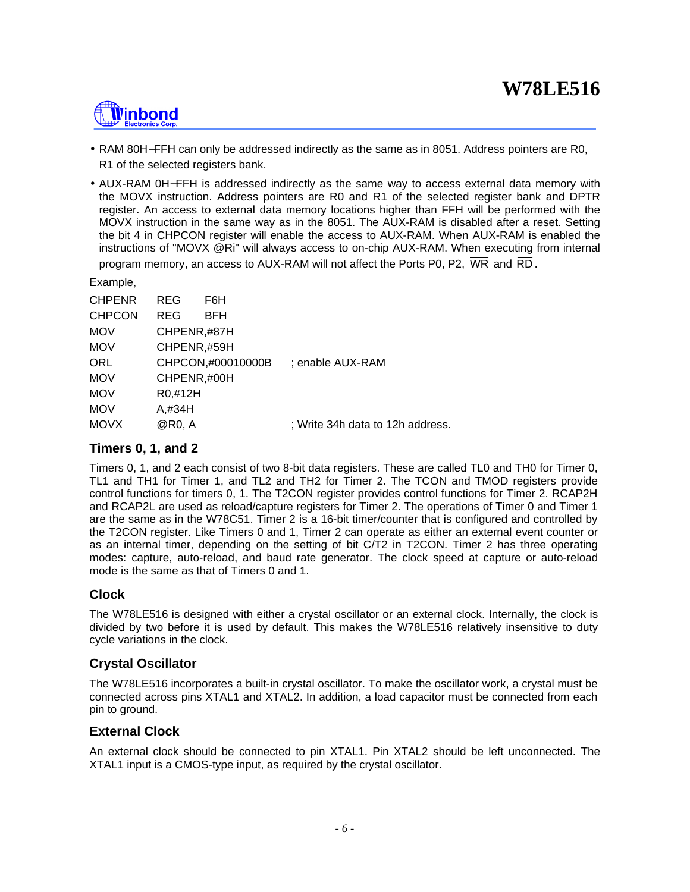- RAM 80H−FFH can only be addressed indirectly as the same as in 8051. Address pointers are R0, R1 of the selected registers bank.
- AUX-RAM 0H−FFH is addressed indirectly as the same way to access external data memory with the MOVX instruction. Address pointers are R0 and R1 of the selected register bank and DPTR register. An access to external data memory locations higher than FFH will be performed with the MOVX instruction in the same way as in the 8051. The AUX-RAM is disabled after a reset. Setting the bit 4 in CHPCON register will enable the access to AUX-RAM. When AUX-RAM is enabled the instructions of "MOVX @Ri" will always access to on-chip AUX-RAM. When executing from internal program memory, an access to AUX-RAM will not affect the Ports P0, P2, $\overline{WR}$ and $\overline{RD}$.

Example,

```
CHPENR  REG     F6H
CHPCON  REG     BFH
MOV     CHPENR,#87H
MOV     CHPENR,#59H
ORL     CHPCON,#00010000B     ; enable AUX-RAM
MOV     CHPENR,#00H
MOV     R0,#12H
MOV     A,#34H
MOVX    @R0, A                ; Write 34h data to 12h address.
```

### Timers 0, 1, and 2

Timers 0, 1, and 2 each consist of two 8-bit data registers. These are called TL0 and TH0 for Timer 0, TL1 and TH1 for Timer 1, and TL2 and TH2 for Timer 2. The TCON and TMOD registers provide control functions for timers 0, 1. The T2CON register provides control functions for Timer 2. RCAP2H and RCAP2L are used as reload/capture registers for Timer 2. The operations of Timer 0 and Timer 1 are the same as in the W78C51. Timer 2 is a 16-bit timer/counter that is configured and controlled by the T2CON register. Like Timers 0 and 1, Timer 2 can operate as either an external event counter or as an internal timer, depending on the setting of bit C/T2 in T2CON. Timer 2 has three operating modes: capture, auto-reload, and baud rate generator. The clock speed at capture or auto-reload mode is the same as that of Timers 0 and 1.

### Clock

The W78LE516 is designed with either a crystal oscillator or an external clock. Internally, the clock is divided by two before it is used by default. This makes the W78LE516 relatively insensitive to duty cycle variations in the clock.

### Crystal Oscillator

The W78LE516 incorporates a built-in crystal oscillator. To make the oscillator work, a crystal must be connected across pins XTAL1 and XTAL2. In addition, a load capacitor must be connected from each pin to ground.

### External Clock

An external clock should be connected to pin XTAL1. Pin XTAL2 should be left unconnected. The XTAL1 input is a CMOS-type input, as required by the crystal oscillator.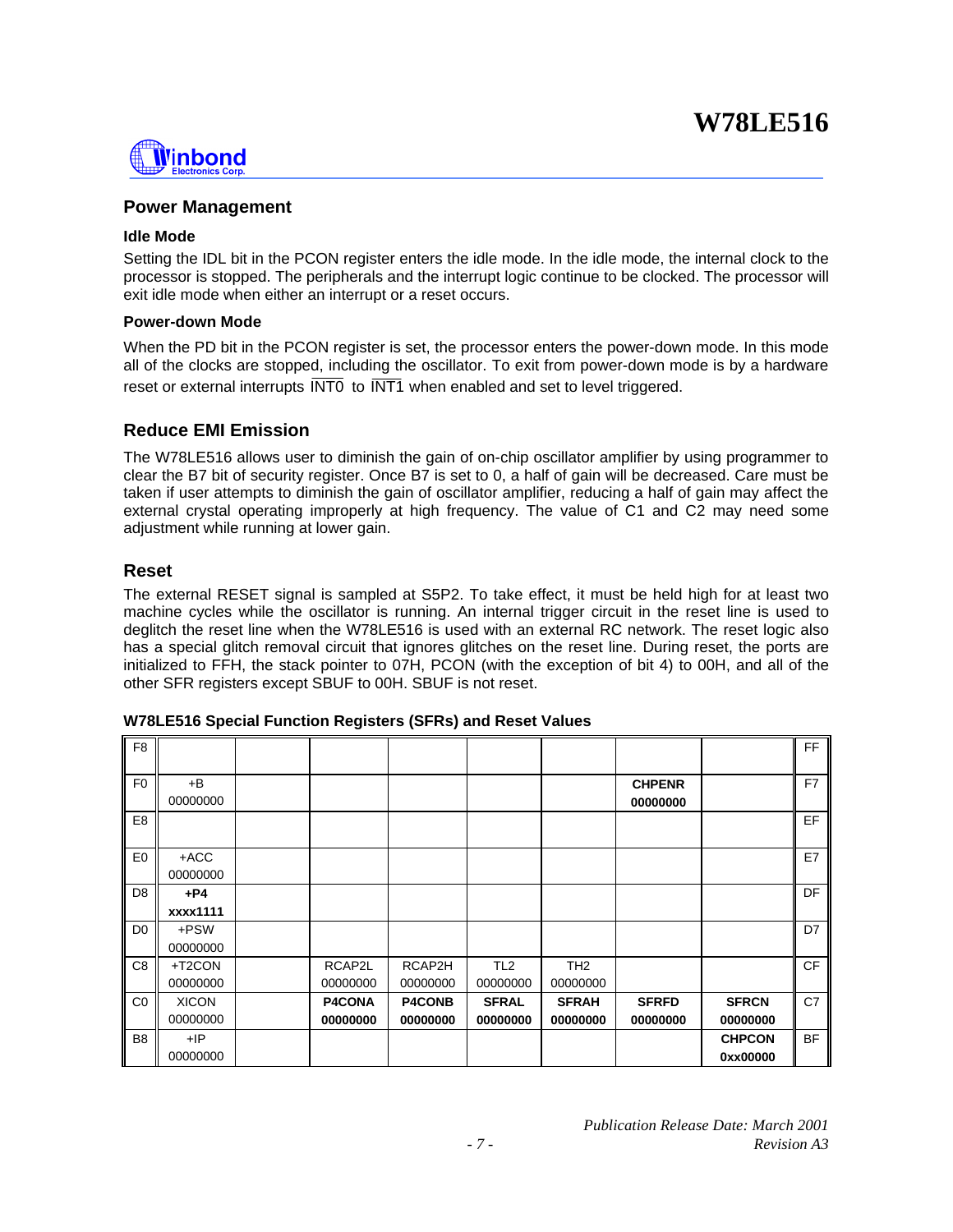## Power Management

### Idle Mode

Setting the IDL bit in the PCON register enters the idle mode. In the idle mode, the internal clock to the processor is stopped. The peripherals and the interrupt logic continue to be clocked. The processor will exit idle mode when either an interrupt or a reset occurs.

### Power-down Mode

When the PD bit in the PCON register is set, the processor enters the power-down mode. In this mode all of the clocks are stopped, including the oscillator. To exit from power-down mode is by a hardware reset or external interrupts $\overline{\text{INT0}}$ to $\overline{\text{INT1}}$ when enabled and set to level triggered.

## Reduce EMI Emission

The W78LE516 allows user to diminish the gain of on-chip oscillator amplifier by using programmer to clear the B7 bit of security register. Once B7 is set to 0, a half of gain will be decreased. Care must be taken if user attempts to diminish the gain of oscillator amplifier, reducing a half of gain may affect the external crystal operating improperly at high frequency. The value of C1 and C2 may need some adjustment while running at lower gain.

## Reset

The external RESET signal is sampled at S5P2. To take effect, it must be held high for at least two machine cycles while the oscillator is running. An internal trigger circuit in the reset line is used to deglitch the reset line when the W78LE516 is used with an external RC network. The reset logic also has a special glitch removal circuit that ignores glitches on the reset line. During reset, the ports are initialized to FFH, the stack pointer to 07H, PCON (with the exception of bit 4) to 00H, and all of the other SFR registers except SBUF to 00H. SBUF is not reset.

**W78LE516 Special Function Registers (SFRs) and Reset Values**

| | | | | | | | | | |
|---|---|---|---|---|---|---|---|---|---|
| F8 | | | | | | | | | FF |
| F0 | +B 00000000 | | | | | | **CHPENR 00000000** | | F7 |
| E8 | | | | | | | | | EF |
| E0 | +ACC 00000000 | | | | | | | | E7 |
| D8 | **+P4 xxxx1111** | | | | | | | | DF |
| D0 | +PSW 00000000 | | | | | | | | D7 |
| C8 | +T2CON 00000000 | | RCAP2L 00000000 | RCAP2H 00000000 | TL2 00000000 | TH2 00000000 | | | CF |
| C0 | XICON 00000000 | | **P4CONA 00000000** | **P4CONB 00000000** | **SFRAL 00000000** | **SFRAH 00000000** | **SFRFD 00000000** | **SFRCN 00000000** | C7 |
| B8 | +IP 00000000 | | | | | | | **CHPCON 0xx00000** | BF |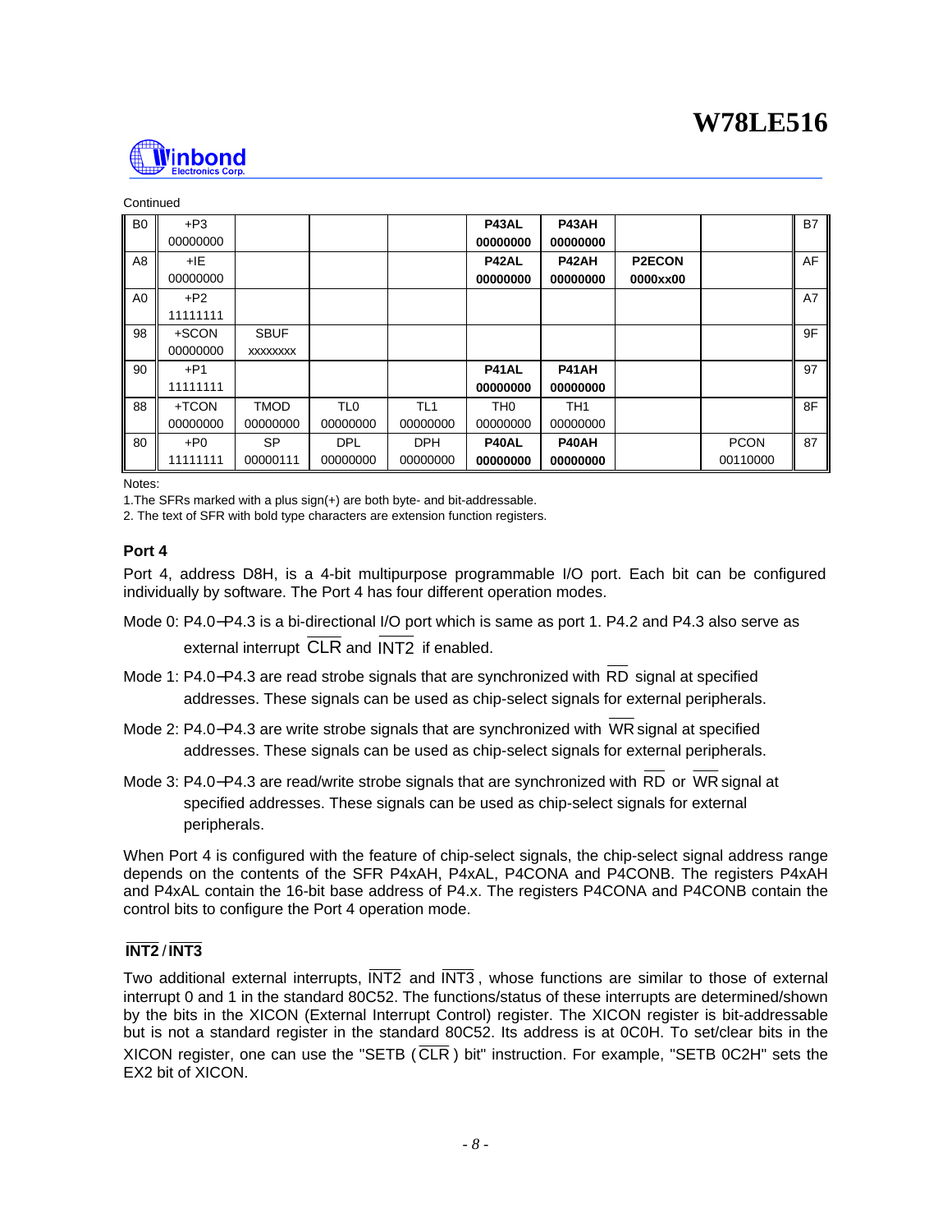Continued

| | | | | | | | | | |
|---|---|---|---|---|---|---|---|---|---|
| B0 | +P3 00000000 | | | | **P43AL 00000000** | **P43AH 00000000** | | | B7 |
| A8 | +IE 00000000 | | | | **P42AL 00000000** | **P42AH 00000000** | **P2ECON 0000xx00** | | AF |
| A0 | +P2 11111111 | | | | | | | | A7 |
| 98 | +SCON 00000000 | SBUF xxxxxxxx | | | | | | | 9F |
| 90 | +P1 11111111 | | | | **P41AL 00000000** | **P41AH 00000000** | | | 97 |
| 88 | +TCON 00000000 | TMOD 00000000 | TL0 00000000 | TL1 00000000 | TH0 00000000 | TH1 00000000 | | | 8F |
| 80 | +P0 11111111 | SP 00000111 | DPL 00000000 | DPH 00000000 | **P40AL 00000000** | **P40AH 00000000** | | PCON 00110000 | 87 |

Notes:

1.The SFRs marked with a plus sign(+) are both byte- and bit-addressable.

2. The text of SFR with bold type characters are extension function registers.

### Port 4

Port 4, address D8H, is a 4-bit multipurpose programmable I/O port. Each bit can be configured individually by software. The Port 4 has four different operation modes.

Mode 0: P4.0−P4.3 is a bi-directional I/O port which is same as port 1. P4.2 and P4.3 also serve as external interrupt $\overline{\text{CLR}}$ and $\overline{\text{INT2}}$ if enabled.

Mode 1: P4.0−P4.3 are read strobe signals that are synchronized with $\overline{\text{RD}}$ signal at specified addresses. These signals can be used as chip-select signals for external peripherals.

Mode 2: P4.0−P4.3 are write strobe signals that are synchronized with $\overline{\text{WR}}$ signal at specified addresses. These signals can be used as chip-select signals for external peripherals.

Mode 3: P4.0−P4.3 are read/write strobe signals that are synchronized with $\overline{\text{RD}}$ or $\overline{\text{WR}}$ signal at specified addresses. These signals can be used as chip-select signals for external peripherals.

When Port 4 is configured with the feature of chip-select signals, the chip-select signal address range depends on the contents of the SFR P4xAH, P4xAL, P4CONA and P4CONB. The registers P4xAH and P4xAL contain the 16-bit base address of P4.x. The registers P4CONA and P4CONB contain the control bits to configure the Port 4 operation mode.

### $\overline{\text{INT2}}$ / $\overline{\text{INT3}}$

Two additional external interrupts, $\overline{\text{INT2}}$ and $\overline{\text{INT3}}$, whose functions are similar to those of external interrupt 0 and 1 in the standard 80C52. The functions/status of these interrupts are determined/shown by the bits in the XICON (External Interrupt Control) register. The XICON register is bit-addressable but is not a standard register in the standard 80C52. Its address is at 0C0H. To set/clear bits in the XICON register, one can use the "SETB ($\overline{\text{CLR}}$) bit" instruction. For example, "SETB 0C2H" sets the EX2 bit of XICON.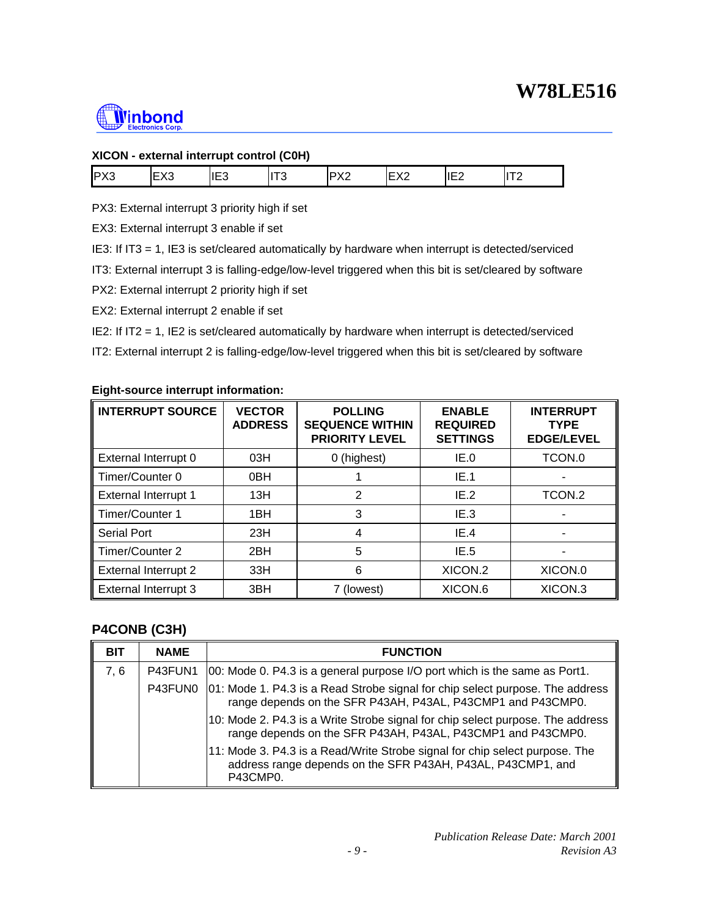**XICON - external interrupt control (C0H)**

| PX3 | EX3 | IE3 | IT3 | PX2 | EX2 | IE2 | IT2 |
|---|---|---|---|---|---|---|---|

PX3: External interrupt 3 priority high if set

EX3: External interrupt 3 enable if set

IE3: If IT3 = 1, IE3 is set/cleared automatically by hardware when interrupt is detected/serviced

IT3: External interrupt 3 is falling-edge/low-level triggered when this bit is set/cleared by software

PX2: External interrupt 2 priority high if set

EX2: External interrupt 2 enable if set

IE2: If IT2 = 1, IE2 is set/cleared automatically by hardware when interrupt is detected/serviced

IT2: External interrupt 2 is falling-edge/low-level triggered when this bit is set/cleared by software

**Eight-source interrupt information:**

| INTERRUPT SOURCE | VECTOR ADDRESS | POLLING SEQUENCE WITHIN PRIORITY LEVEL | ENABLE REQUIRED SETTINGS | INTERRUPT TYPE EDGE/LEVEL |
|---|---|---|---|---|
| External Interrupt 0 | 03H | 0 (highest) | IE.0 | TCON.0 |
| Timer/Counter 0 | 0BH | 1 | IE.1 | - |
| External Interrupt 1 | 13H | 2 | IE.2 | TCON.2 |
| Timer/Counter 1 | 1BH | 3 | IE.3 | - |
| Serial Port | 23H | 4 | IE.4 | - |
| Timer/Counter 2 | 2BH | 5 | IE.5 | - |
| External Interrupt 2 | 33H | 6 | XICON.2 | XICON.0 |
| External Interrupt 3 | 3BH | 7 (lowest) | XICON.6 | XICON.3 |

### P4CONB (C3H)

| BIT | NAME | FUNCTION |
|---|---|---|
| 7, 6 | P43FUN1 P43FUN0 | 00: Mode 0. P4.3 is a general purpose I/O port which is the same as Port1. |
| | | 01: Mode 1. P4.3 is a Read Strobe signal for chip select purpose. The address range depends on the SFR P43AH, P43AL, P43CMP1 and P43CMP0. |
| | | 10: Mode 2. P4.3 is a Write Strobe signal for chip select purpose. The address range depends on the SFR P43AH, P43AL, P43CMP1 and P43CMP0. |
| | | 11: Mode 3. P4.3 is a Read/Write Strobe signal for chip select purpose. The address range depends on the SFR P43AH, P43AL, P43CMP1, and P43CMP0. |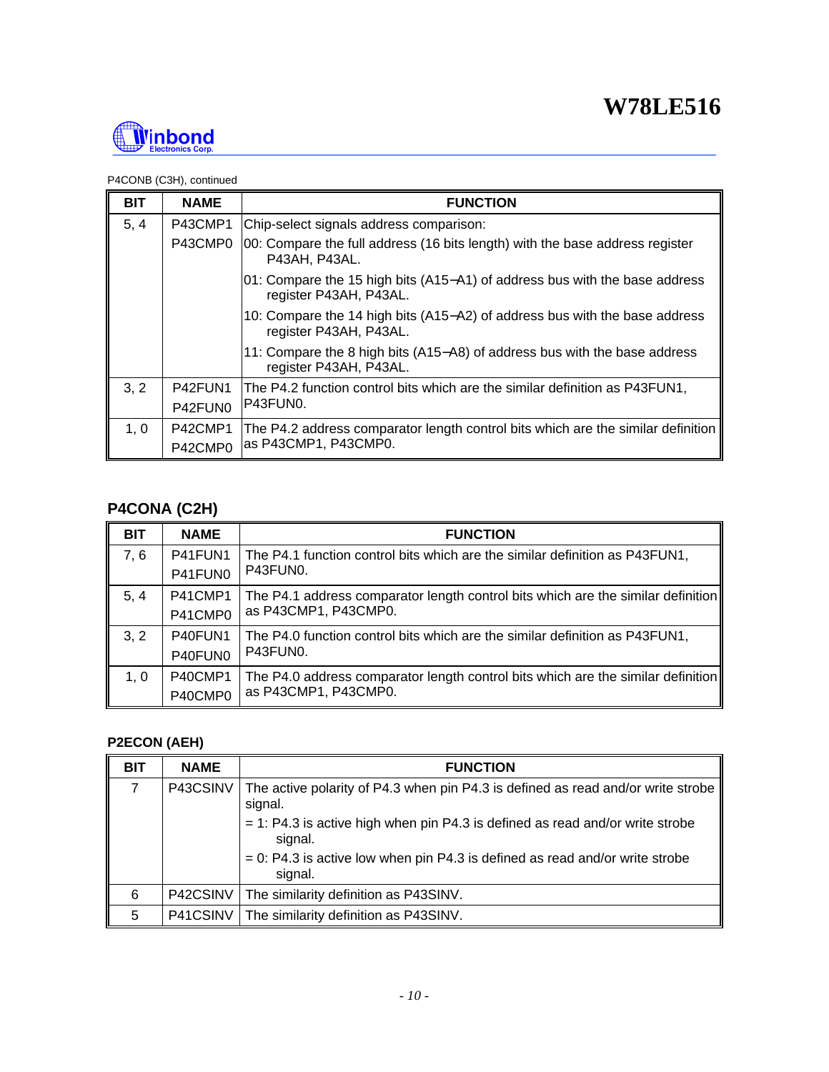P4CONB (C3H), continued

| BIT | NAME | FUNCTION |
|---|---|---|
| 5, 4 | P43CMP1<br>P43CMP0 | Chip-select signals address comparison:<br>00: Compare the full address (16 bits length) with the base address register P43AH, P43AL.<br>01: Compare the 15 high bits (A15−A1) of address bus with the base address register P43AH, P43AL.<br>10: Compare the 14 high bits (A15−A2) of address bus with the base address register P43AH, P43AL.<br>11: Compare the 8 high bits (A15−A8) of address bus with the base address register P43AH, P43AL. |
| 3, 2 | P42FUN1<br>P42FUN0 | The P4.2 function control bits which are the similar definition as P43FUN1, P43FUN0. |
| 1, 0 | P42CMP1<br>P42CMP0 | The P4.2 address comparator length control bits which are the similar definition as P43CMP1, P43CMP0. |

## P4CONA (C2H)

| BIT | NAME | FUNCTION |
|---|---|---|
| 7, 6 | P41FUN1<br>P41FUN0 | The P4.1 function control bits which are the similar definition as P43FUN1, P43FUN0. |
| 5, 4 | P41CMP1<br>P41CMP0 | The P4.1 address comparator length control bits which are the similar definition as P43CMP1, P43CMP0. |
| 3, 2 | P40FUN1<br>P40FUN0 | The P4.0 function control bits which are the similar definition as P43FUN1, P43FUN0. |
| 1, 0 | P40CMP1<br>P40CMP0 | The P4.0 address comparator length control bits which are the similar definition as P43CMP1, P43CMP0. |

## P2ECON (AEH)

| BIT | NAME | FUNCTION |
|---|---|---|
| 7 | P43CSINV | The active polarity of P4.3 when pin P4.3 is defined as read and/or write strobe signal.<br>= 1: P4.3 is active high when pin P4.3 is defined as read and/or write strobe signal.<br>= 0: P4.3 is active low when pin P4.3 is defined as read and/or write strobe signal. |
| 6 | P42CSINV | The similarity definition as P43SINV. |
| 5 | P41CSINV | The similarity definition as P43SINV. |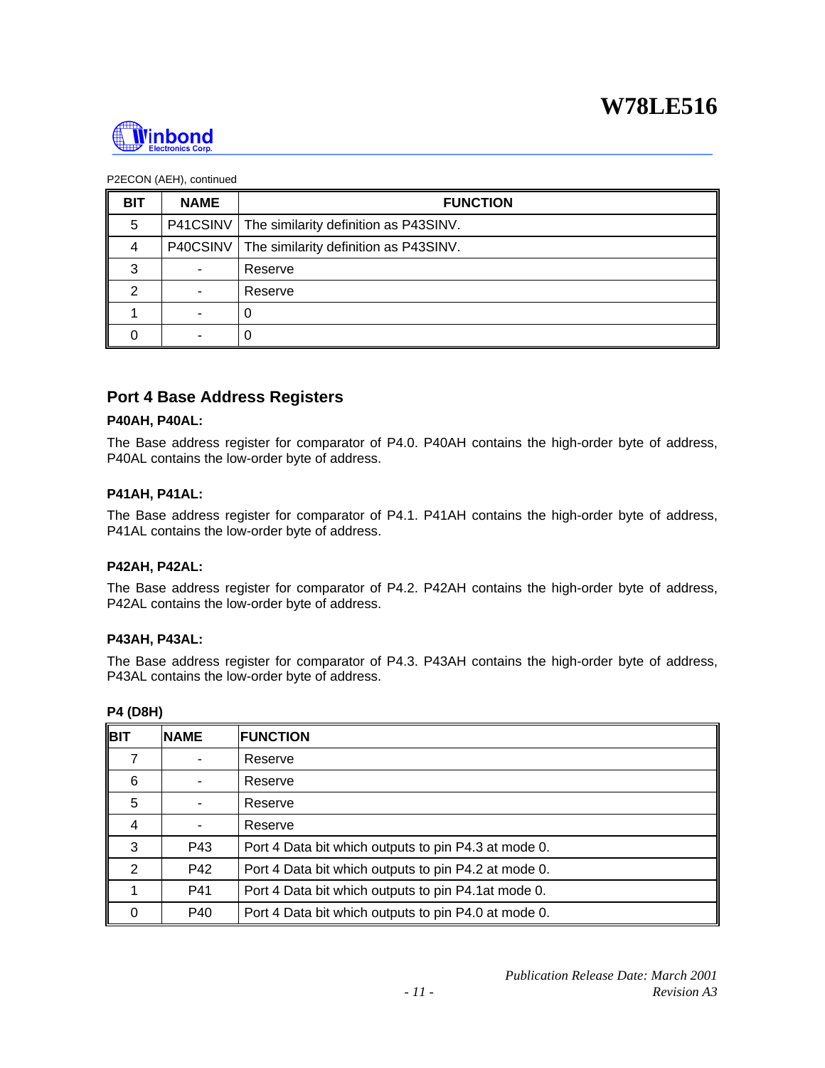P2ECON (AEH), continued

| BIT | NAME | FUNCTION |
|---|---|---|
| 5 | P41CSINV | The similarity definition as P43SINV. |
| 4 | P40CSINV | The similarity definition as P43SINV. |
| 3 | - | Reserve |
| 2 | - | Reserve |
| 1 | - | 0 |
| 0 | - | 0 |

## Port 4 Base Address Registers

**P40AH, P40AL:**

The Base address register for comparator of P4.0. P40AH contains the high-order byte of address, P40AL contains the low-order byte of address.

**P41AH, P41AL:**

The Base address register for comparator of P4.1. P41AH contains the high-order byte of address, P41AL contains the low-order byte of address.

**P42AH, P42AL:**

The Base address register for comparator of P4.2. P42AH contains the high-order byte of address, P42AL contains the low-order byte of address.

**P43AH, P43AL:**

The Base address register for comparator of P4.3. P43AH contains the high-order byte of address, P43AL contains the low-order byte of address.

**P4 (D8H)**

| BIT | NAME | FUNCTION |
|---|---|---|
| 7 | - | Reserve |
| 6 | - | Reserve |
| 5 | - | Reserve |
| 4 | - | Reserve |
| 3 | P43 | Port 4 Data bit which outputs to pin P4.3 at mode 0. |
| 2 | P42 | Port 4 Data bit which outputs to pin P4.2 at mode 0. |
| 1 | P41 | Port 4 Data bit which outputs to pin P4.1at mode 0. |
| 0 | P40 | Port 4 Data bit which outputs to pin P4.0 at mode 0. |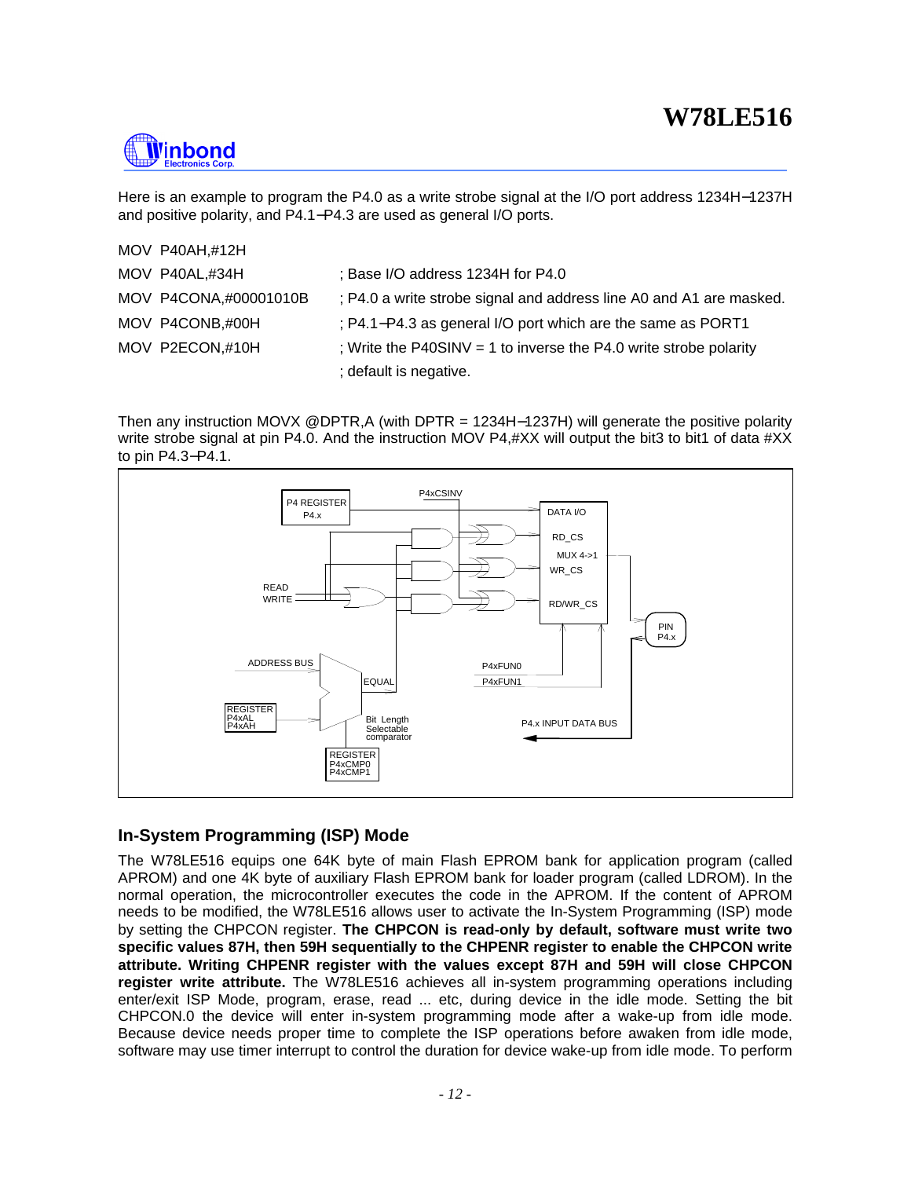Here is an example to program the P4.0 as a write strobe signal at the I/O port address 1234H−1237H and positive polarity, and P4.1−P4.3 are used as general I/O ports.

```
MOV  P40AH,#12H
MOV  P40AL,#34H              ; Base I/O address 1234H for P4.0
MOV  P4CONA,#00001010B       ; P4.0 a write strobe signal and address line A0 and A1 are masked.
MOV  P4CONB,#00H             ; P4.1−P4.3 as general I/O port which are the same as PORT1
MOV  P2ECON,#10H             ; Write the P40SINV = 1 to inverse the P4.0 write strobe polarity
                             ; default is negative.
```

Then any instruction MOVX @DPTR,A (with DPTR = 1234H−1237H) will generate the positive polarity write strobe signal at pin P4.0. And the instruction MOV P4,#XX will output the bit3 to bit1 of data #XX to pin P4.3−P4.1.

## In-System Programming (ISP) Mode

The W78LE516 equips one 64K byte of main Flash EPROM bank for application program (called APROM) and one 4K byte of auxiliary Flash EPROM bank for loader program (called LDROM). In the normal operation, the microcontroller executes the code in the APROM. If the content of APROM needs to be modified, the W78LE516 allows user to activate the In-System Programming (ISP) mode by setting the CHPCON register. **The CHPCON is read-only by default, software must write two specific values 87H, then 59H sequentially to the CHPENR register to enable the CHPCON write attribute. Writing CHPENR register with the values except 87H and 59H will close CHPCON register write attribute.** The W78LE516 achieves all in-system programming operations including enter/exit ISP Mode, program, erase, read ... etc, during device in the idle mode. Setting the bit CHPCON.0 the device will enter in-system programming mode after a wake-up from idle mode. Because device needs proper time to complete the ISP operations before awaken from idle mode, software may use timer interrupt to control the duration for device wake-up from idle mode. To perform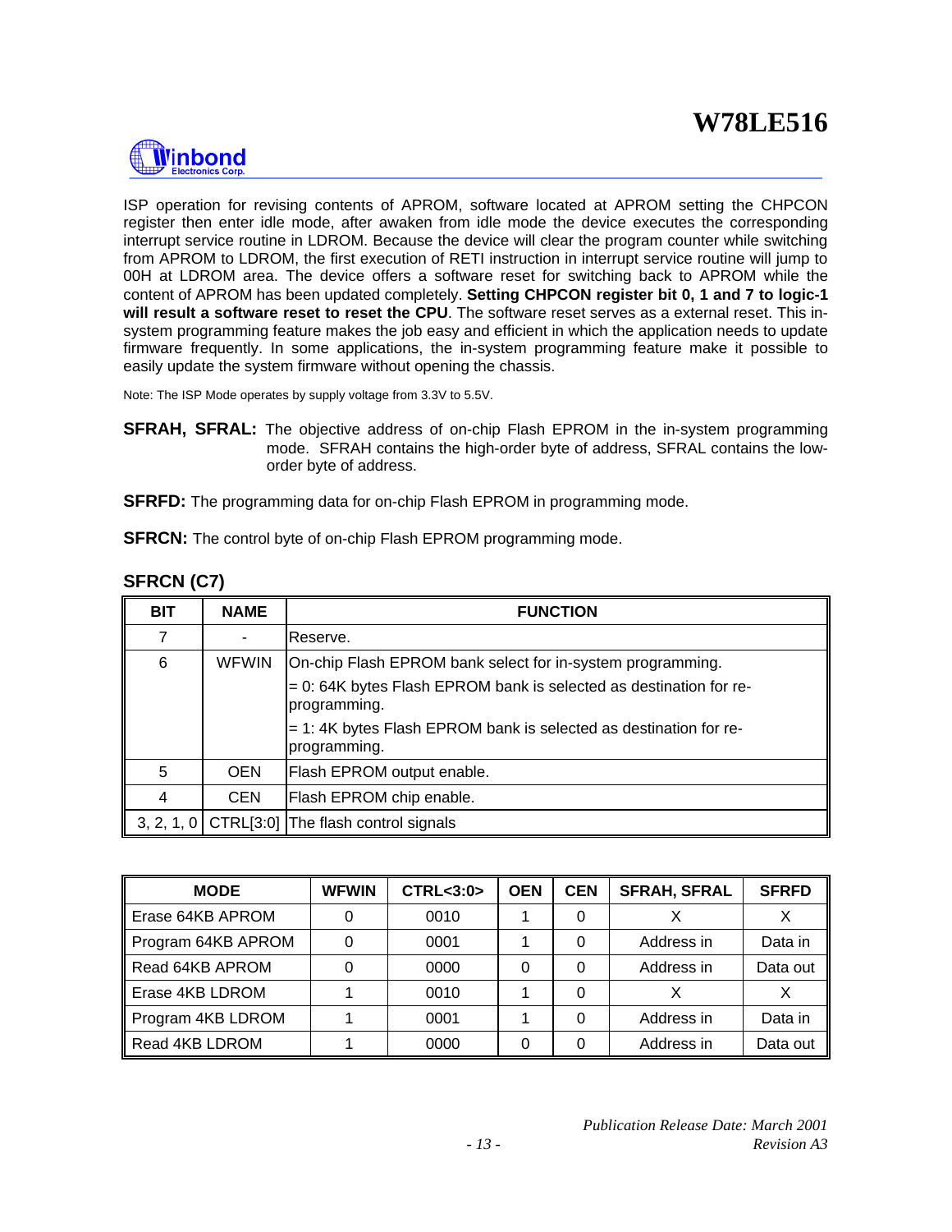ISP operation for revising contents of APROM, software located at APROM setting the CHPCON register then enter idle mode, after awaken from idle mode the device executes the corresponding interrupt service routine in LDROM. Because the device will clear the program counter while switching from APROM to LDROM, the first execution of RETI instruction in interrupt service routine will jump to 00H at LDROM area. The device offers a software reset for switching back to APROM while the content of APROM has been updated completely. **Setting CHPCON register bit 0, 1 and 7 to logic-1 will result a software reset to reset the CPU**. The software reset serves as a external reset. This in-system programming feature makes the job easy and efficient in which the application needs to update firmware frequently. In some applications, the in-system programming feature make it possible to easily update the system firmware without opening the chassis.

Note: The ISP Mode operates by supply voltage from 3.3V to 5.5V.

**SFRAH, SFRAL:** The objective address of on-chip Flash EPROM in the in-system programming mode. SFRAH contains the high-order byte of address, SFRAL contains the low-order byte of address.

**SFRFD:** The programming data for on-chip Flash EPROM in programming mode.

**SFRCN:** The control byte of on-chip Flash EPROM programming mode.

### SFRCN (C7)

| BIT | NAME | FUNCTION |
|---|---|---|
| 7 | - | Reserve. |
| 6 | WFWIN | On-chip Flash EPROM bank select for in-system programming.<br>= 0: 64K bytes Flash EPROM bank is selected as destination for re-programming.<br>= 1: 4K bytes Flash EPROM bank is selected as destination for re-programming. |
| 5 | OEN | Flash EPROM output enable. |
| 4 | CEN | Flash EPROM chip enable. |
| 3, 2, 1, 0 | CTRL[3:0] | The flash control signals |

| MODE | WFWIN | CTRL<3:0> | OEN | CEN | SFRAH, SFRAL | SFRFD |
|---|---|---|---|---|---|---|
| Erase 64KB APROM | 0 | 0010 | 1 | 0 | X | X |
| Program 64KB APROM | 0 | 0001 | 1 | 0 | Address in | Data in |
| Read 64KB APROM | 0 | 0000 | 0 | 0 | Address in | Data out |
| Erase 4KB LDROM | 1 | 0010 | 1 | 0 | X | X |
| Program 4KB LDROM | 1 | 0001 | 1 | 0 | Address in | Data in |
| Read 4KB LDROM | 1 | 0000 | 0 | 0 | Address in | Data out |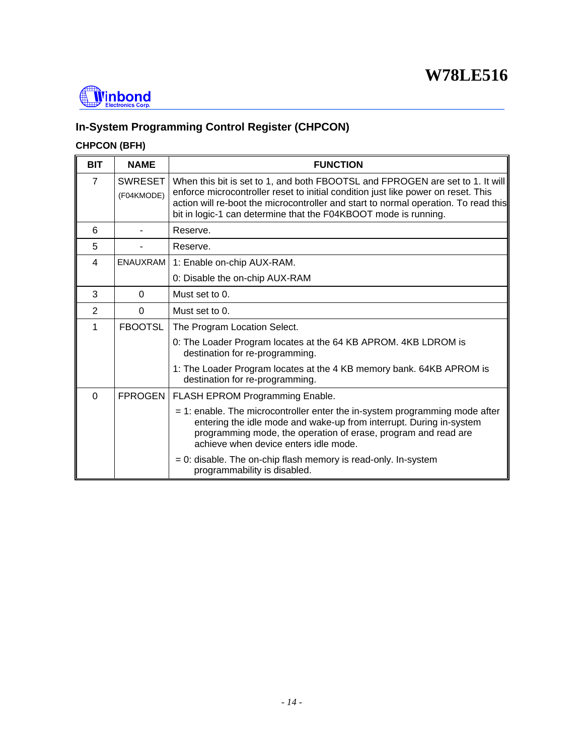## In-System Programming Control Register (CHPCON)

### CHPCON (BFH)

| BIT | NAME | FUNCTION |
|---|---|---|
| 7 | SWRESET (F04KMODE) | When this bit is set to 1, and both FBOOTSL and FPROGEN are set to 1. It will enforce microcontroller reset to initial condition just like power on reset. This action will re-boot the microcontroller and start to normal operation. To read this bit in logic-1 can determine that the F04KBOOT mode is running. |
| 6 | - | Reserve. |
| 5 | - | Reserve. |
| 4 | ENAUXRAM | 1: Enable on-chip AUX-RAM.<br>0: Disable the on-chip AUX-RAM |
| 3 | 0 | Must set to 0. |
| 2 | 0 | Must set to 0. |
| 1 | FBOOTSL | The Program Location Select.<br>0: The Loader Program locates at the 64 KB APROM. 4KB LDROM is destination for re-programming.<br>1: The Loader Program locates at the 4 KB memory bank. 64KB APROM is destination for re-programming. |
| 0 | FPROGEN | FLASH EPROM Programming Enable.<br>= 1: enable. The microcontroller enter the in-system programming mode after entering the idle mode and wake-up from interrupt. During in-system programming mode, the operation of erase, program and read are achieve when device enters idle mode.<br>= 0: disable. The on-chip flash memory is read-only. In-system programmability is disabled. |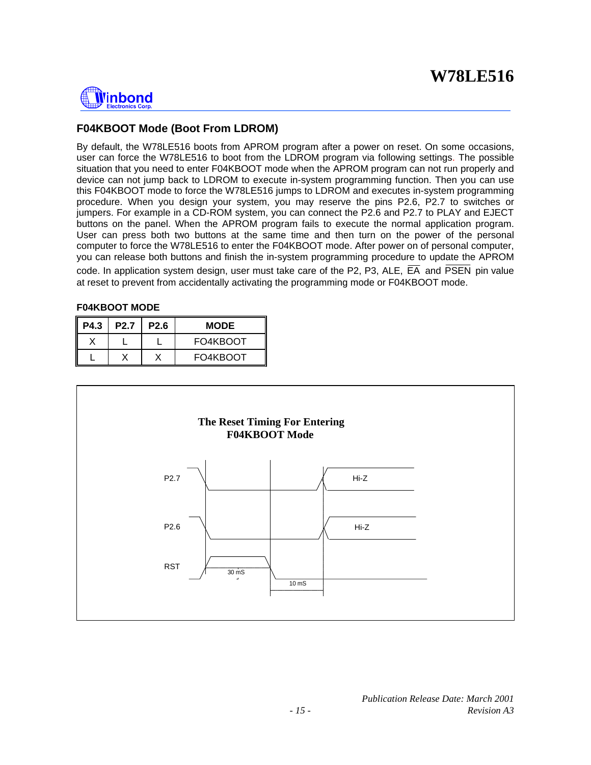## F04KBOOT Mode (Boot From LDROM)

By default, the W78LE516 boots from APROM program after a power on reset. On some occasions, user can force the W78LE516 to boot from the LDROM program via following settings. The possible situation that you need to enter F04KBOOT mode when the APROM program can not run properly and device can not jump back to LDROM to execute in-system programming function. Then you can use this F04KBOOT mode to force the W78LE516 jumps to LDROM and executes in-system programming procedure. When you design your system, you may reserve the pins P2.6, P2.7 to switches or jumpers. For example in a CD-ROM system, you can connect the P2.6 and P2.7 to PLAY and EJECT buttons on the panel. When the APROM program fails to execute the normal application program. User can press both two buttons at the same time and then turn on the power of the personal computer to force the W78LE516 to enter the F04KBOOT mode. After power on of personal computer, you can release both buttons and finish the in-system programming procedure to update the APROM code. In application system design, user must take care of the P2, P3, ALE, $\overline{EA}$ and $\overline{PSEN}$ pin value at reset to prevent from accidentally activating the programming mode or F04KBOOT mode.

**F04KBOOT MODE**

| P4.3 | P2.7 | P2.6 | MODE |
|---|---|---|---|
| X | L | L | FO4KBOOT |
| L | X | X | FO4KBOOT |

**The Reset Timing For Entering F04KBOOT Mode**

P2.7 — Hi-Z

P2.6 — Hi-Z

RST — 30 mS — 10 mS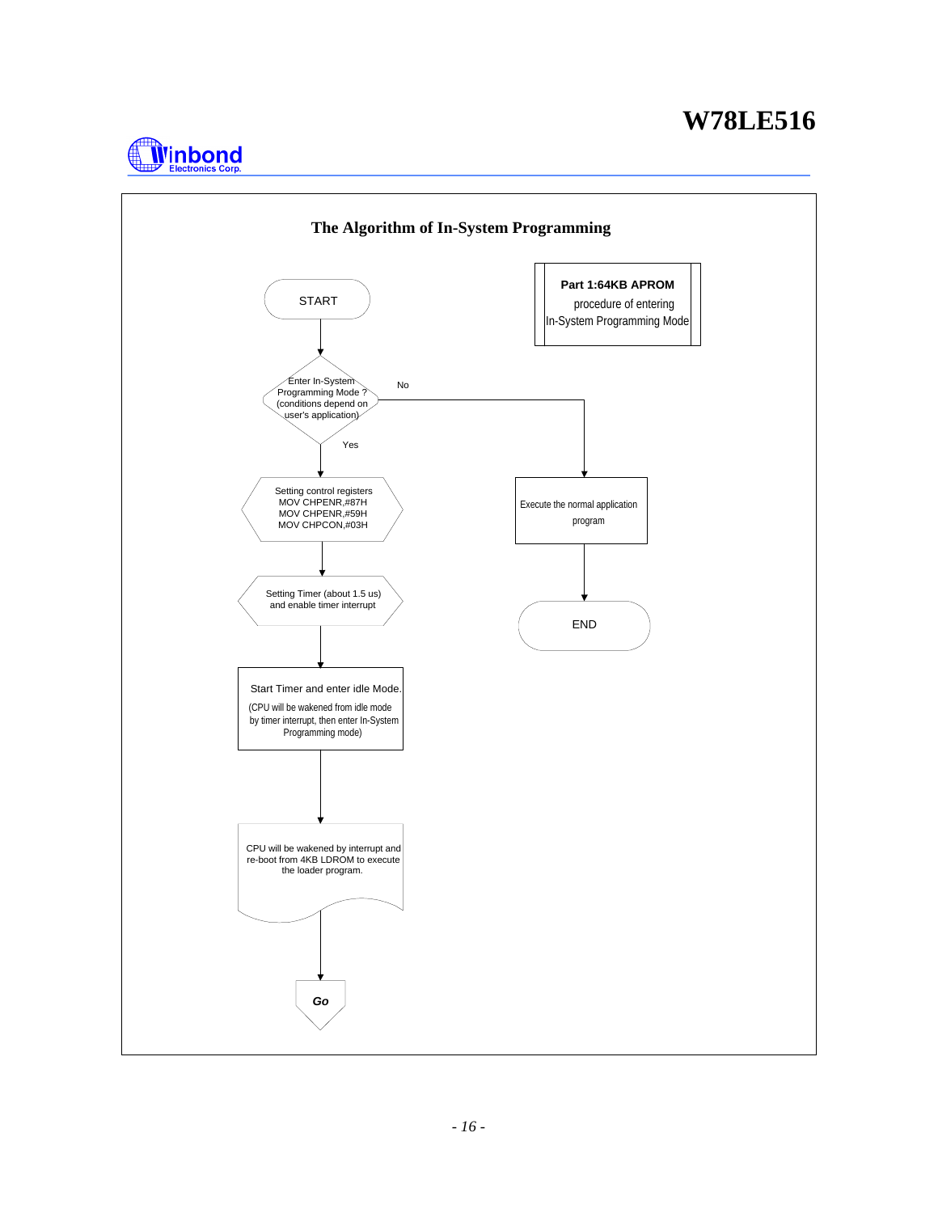## The Algorithm of In-System Programming

**Part 1:64KB APROM**
procedure of entering
In-System Programming Mode

START

Enter In-System Programming Mode ? (conditions depend on user's application)

No

Execute the normal application program

END

Yes

Setting control registers
MOV CHPENR,#87H
MOV CHPENR,#59H
MOV CHPCON,#03H

Setting Timer (about 1.5 us) and enable timer interrupt

Start Timer and enter idle Mode.
(CPU will be wakened from idle mode by timer interrupt, then enter In-System Programming mode)

CPU will be wakened by interrupt and re-boot from 4KB LDROM to execute the loader program.

*Go*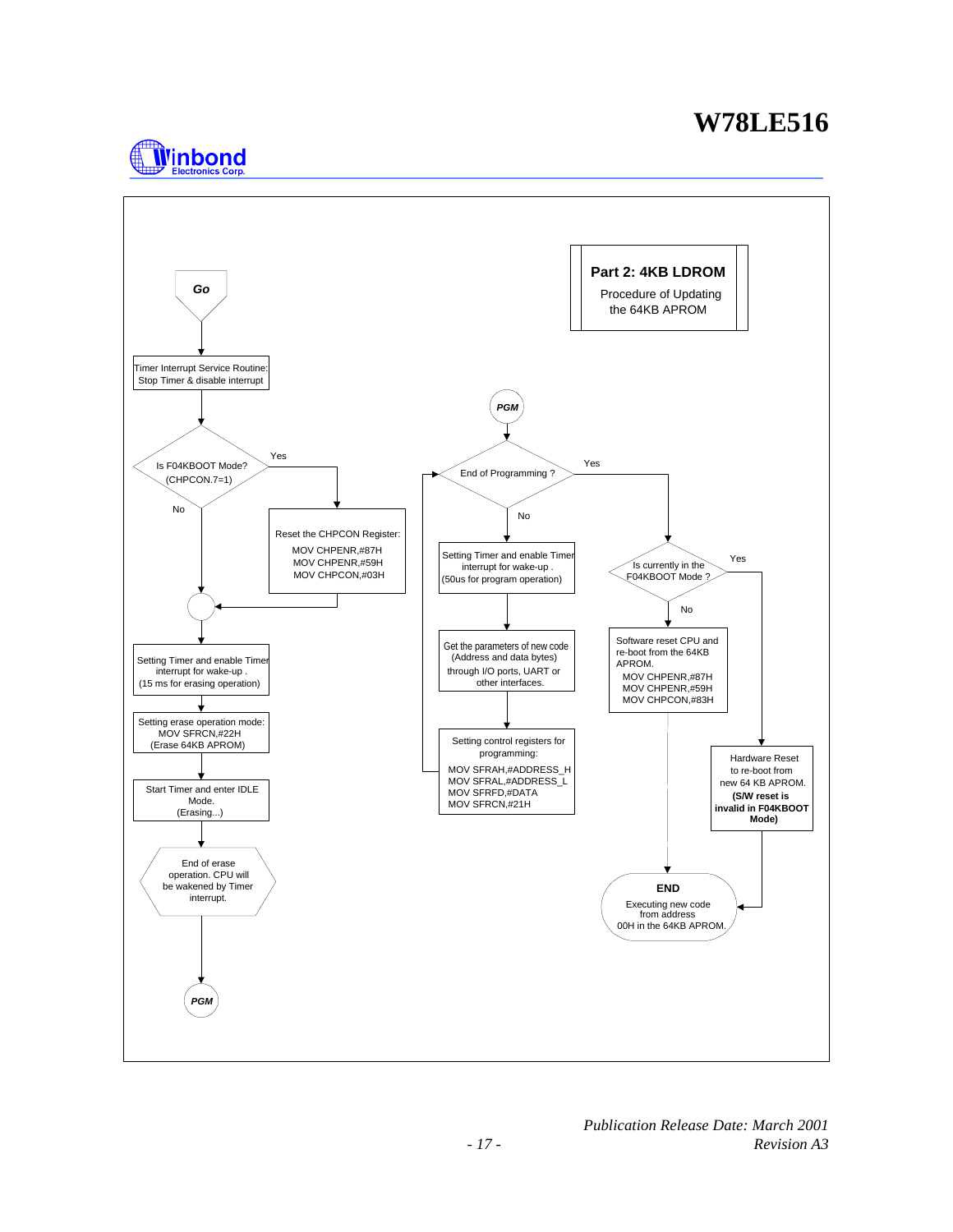**Part 2: 4KB LDROM**

Procedure of Updating the 64KB APROM

**Go**

Timer Interrupt Service Routine:
Stop Timer & disable interrupt

Is F04KBOOT Mode?
(CHPCON.7=1)

Yes

Reset the CHPCON Register:
MOV CHPENR,#87H
MOV CHPENR,#59H
MOV CHPCON,#03H

No

Setting Timer and enable Timer interrupt for wake-up .
(15 ms for erasing operation)

Setting erase operation mode:
MOV SFRCN,#22H
(Erase 64KB APROM)

Start Timer and enter IDLE Mode.
(Erasing...)

End of erase operation. CPU will be wakened by Timer interrupt.

**PGM**

**PGM**

End of Programming ?

No

Setting Timer and enable Timer interrupt for wake-up .
(50us for program operation)

Get the parameters of new code
(Address and data bytes)
through I/O ports, UART or other interfaces.

Setting control registers for programming:
MOV SFRAH,#ADDRESS_H
MOV SFRAL,#ADDRESS_L
MOV SFRFD,#DATA
MOV SFRCN,#21H

Yes

Is currently in the F04KBOOT Mode ?

No

Software reset CPU and re-boot from the 64KB APROM.
MOV CHPENR,#87H
MOV CHPENR,#59H
MOV CHPCON,#83H

Yes

Hardware Reset to re-boot from new 64 KB APROM.
**(S/W reset is invalid in F04KBOOT Mode)**

**END**

Executing new code from address 00H in the 64KB APROM.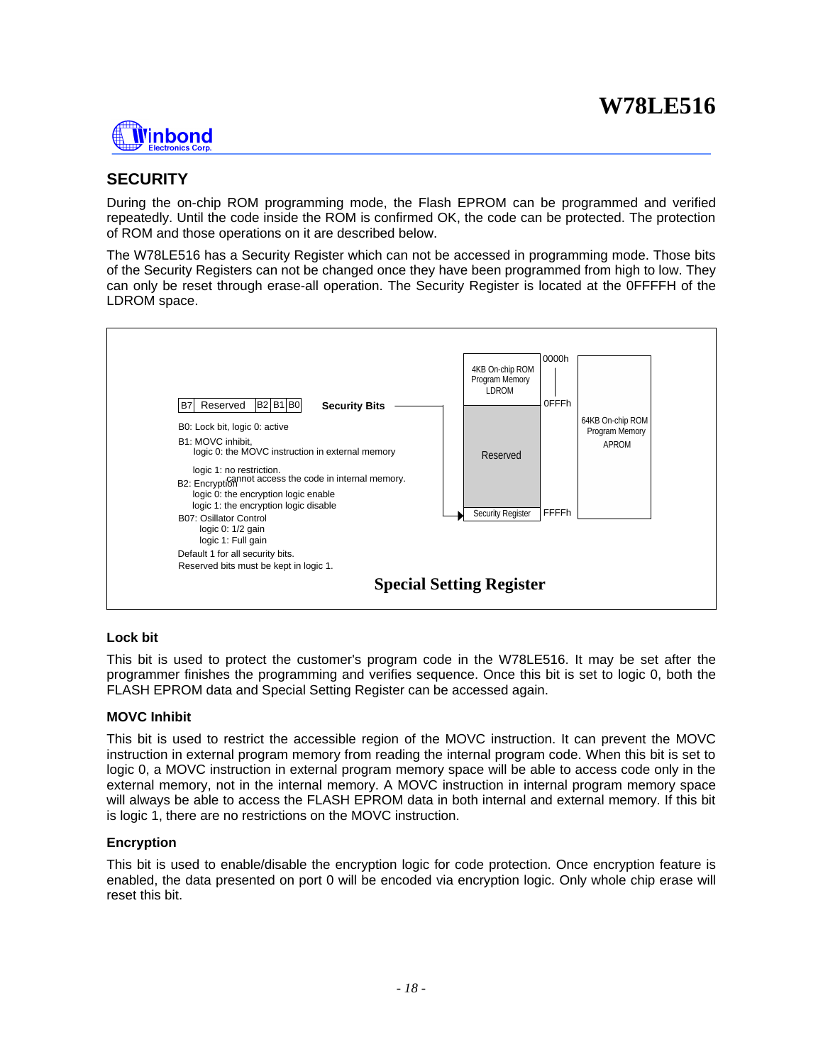## SECURITY

During the on-chip ROM programming mode, the Flash EPROM can be programmed and verified repeatedly. Until the code inside the ROM is confirmed OK, the code can be protected. The protection of ROM and those operations on it are described below.

The W78LE516 has a Security Register which can not be accessed in programming mode. Those bits of the Security Registers can not be changed once they have been programmed from high to low. They can only be reset through erase-all operation. The Security Register is located at the 0FFFFH of the LDROM space.

| B7 | Reserved | B2 | B1 | B0 |
|---|---|---|---|---|

**Security Bits**

B0: Lock bit, logic 0: active

B1: MOVC inhibit,
  logic 0: the MOVC instruction in external memory cannot access the code in internal memory.
  logic 1: no restriction.

B2: Encryption
  logic 0: the encryption logic enable
  logic 1: the encryption logic disable

B07: Osillator Control
  logic 0: 1/2 gain
  logic 1: Full gain

Default 1 for all security bits.
Reserved bits must be kept in logic 1.

Memory map: 4KB On-chip ROM Program Memory LDROM (0000h – 0FFFh); Reserved; Security Register (FFFFh); 64KB On-chip ROM Program Memory APROM.

**Special Setting Register**

### Lock bit

This bit is used to protect the customer's program code in the W78LE516. It may be set after the programmer finishes the programming and verifies sequence. Once this bit is set to logic 0, both the FLASH EPROM data and Special Setting Register can be accessed again.

### MOVC Inhibit

This bit is used to restrict the accessible region of the MOVC instruction. It can prevent the MOVC instruction in external program memory from reading the internal program code. When this bit is set to logic 0, a MOVC instruction in external program memory space will be able to access code only in the external memory, not in the internal memory. A MOVC instruction in internal program memory space will always be able to access the FLASH EPROM data in both internal and external memory. If this bit is logic 1, there are no restrictions on the MOVC instruction.

### Encryption

This bit is used to enable/disable the encryption logic for code protection. Once encryption feature is enabled, the data presented on port 0 will be encoded via encryption logic. Only whole chip erase will reset this bit.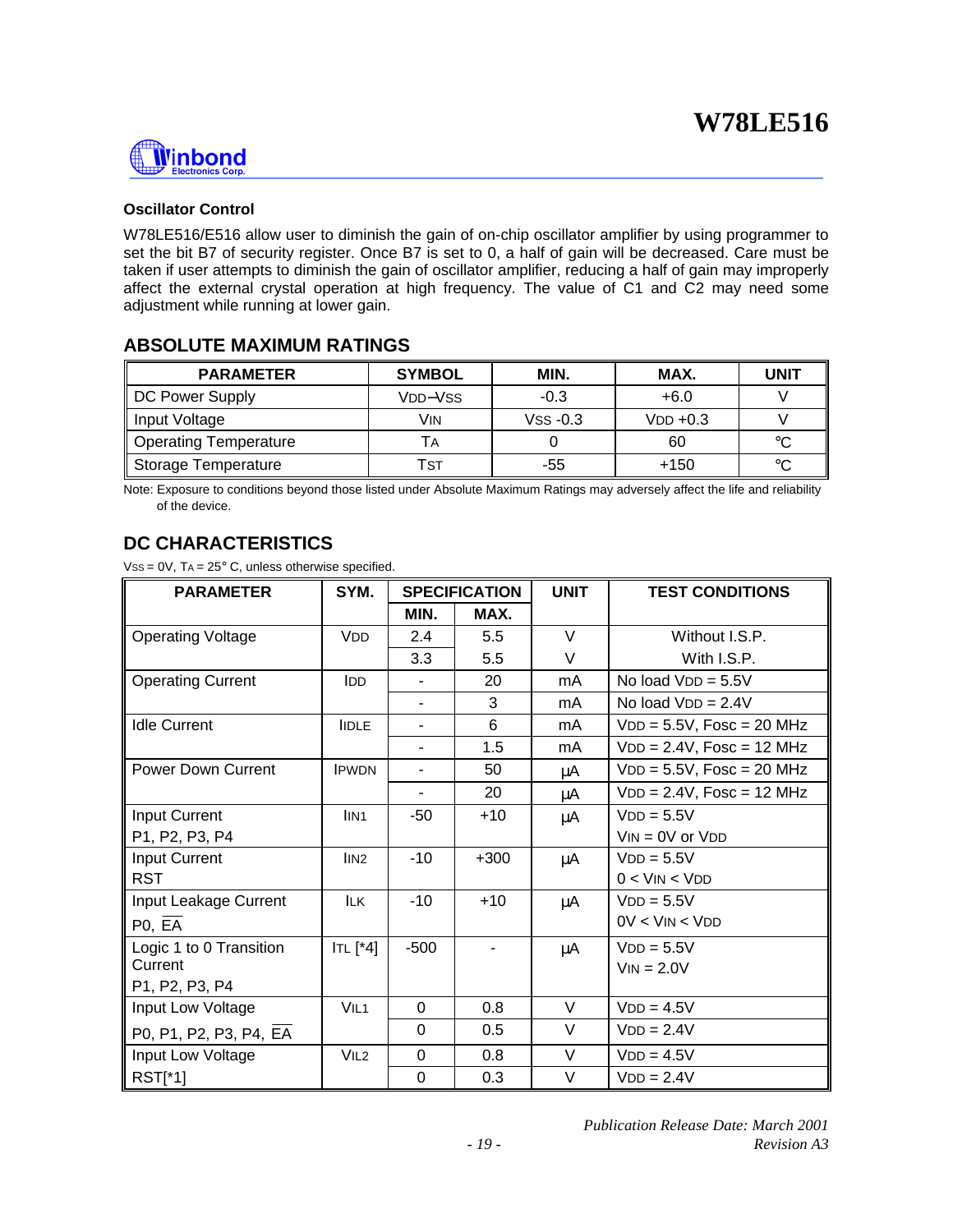### Oscillator Control

W78LE516/E516 allow user to diminish the gain of on-chip oscillator amplifier by using programmer to set the bit B7 of security register. Once B7 is set to 0, a half of gain will be decreased. Care must be taken if user attempts to diminish the gain of oscillator amplifier, reducing a half of gain may improperly affect the external crystal operation at high frequency. The value of C1 and C2 may need some adjustment while running at lower gain.

## ABSOLUTE MAXIMUM RATINGS

| PARAMETER | SYMBOL | MIN. | MAX. | UNIT |
|---|---|---|---|---|
| DC Power Supply | $V_{DD}-V_{SS}$ | -0.3 | +6.0 | V |
| Input Voltage | $V_{IN}$ | $V_{SS}$ -0.3 | $V_{DD}$ +0.3 | V |
| Operating Temperature | $T_A$ | 0 | 60 | °C |
| Storage Temperature | $T_{ST}$ | -55 | +150 | °C |

Note: Exposure to conditions beyond those listed under Absolute Maximum Ratings may adversely affect the life and reliability of the device.

## DC CHARACTERISTICS

$V_{SS}$ = 0V, $T_A$ = 25° C, unless otherwise specified.

| PARAMETER | SYM. | SPECIFICATION | | UNIT | TEST CONDITIONS |
|---|---|---|---|---|---|
| | | MIN. | MAX. | | |
| Operating Voltage | $V_{DD}$ | 2.4 | 5.5 | V | Without I.S.P. |
| | | 3.3 | 5.5 | V | With I.S.P. |
| Operating Current | $I_{DD}$ | - | 20 | mA | No load $V_{DD}$ = 5.5V |
| | | - | 3 | mA | No load $V_{DD}$ = 2.4V |
| Idle Current | $I_{IDLE}$ | - | 6 | mA | $V_{DD}$ = 5.5V, Fosc = 20 MHz |
| | | - | 1.5 | mA | $V_{DD}$ = 2.4V, Fosc = 12 MHz |
| Power Down Current | $I_{PWDN}$ | - | 50 | μA | $V_{DD}$ = 5.5V, Fosc = 20 MHz |
| | | - | 20 | μA | $V_{DD}$ = 2.4V, Fosc = 12 MHz |
| Input Current P1, P2, P3, P4 | $I_{IN1}$ | -50 | +10 | μA | $V_{DD}$ = 5.5V $V_{IN}$ = 0V or $V_{DD}$ |
| Input Current RST | $I_{IN2}$ | -10 | +300 | μA | $V_{DD}$ = 5.5V 0 < $V_{IN}$ < $V_{DD}$ |
| Input Leakage Current P0, $\overline{EA}$ | $I_{LK}$ | -10 | +10 | μA | $V_{DD}$ = 5.5V 0V < $V_{IN}$ < $V_{DD}$ |
| Logic 1 to 0 Transition Current P1, P2, P3, P4 | $I_{TL}$ [*4] | -500 | - | μA | $V_{DD}$ = 5.5V $V_{IN}$ = 2.0V |
| Input Low Voltage P0, P1, P2, P3, P4, $\overline{EA}$ | $V_{IL1}$ | 0 | 0.8 | V | $V_{DD}$ = 4.5V |
| | | 0 | 0.5 | V | $V_{DD}$ = 2.4V |
| Input Low Voltage RST[*1] | $V_{IL2}$ | 0 | 0.8 | V | $V_{DD}$ = 4.5V |
| | | 0 | 0.3 | V | $V_{DD}$ = 2.4V |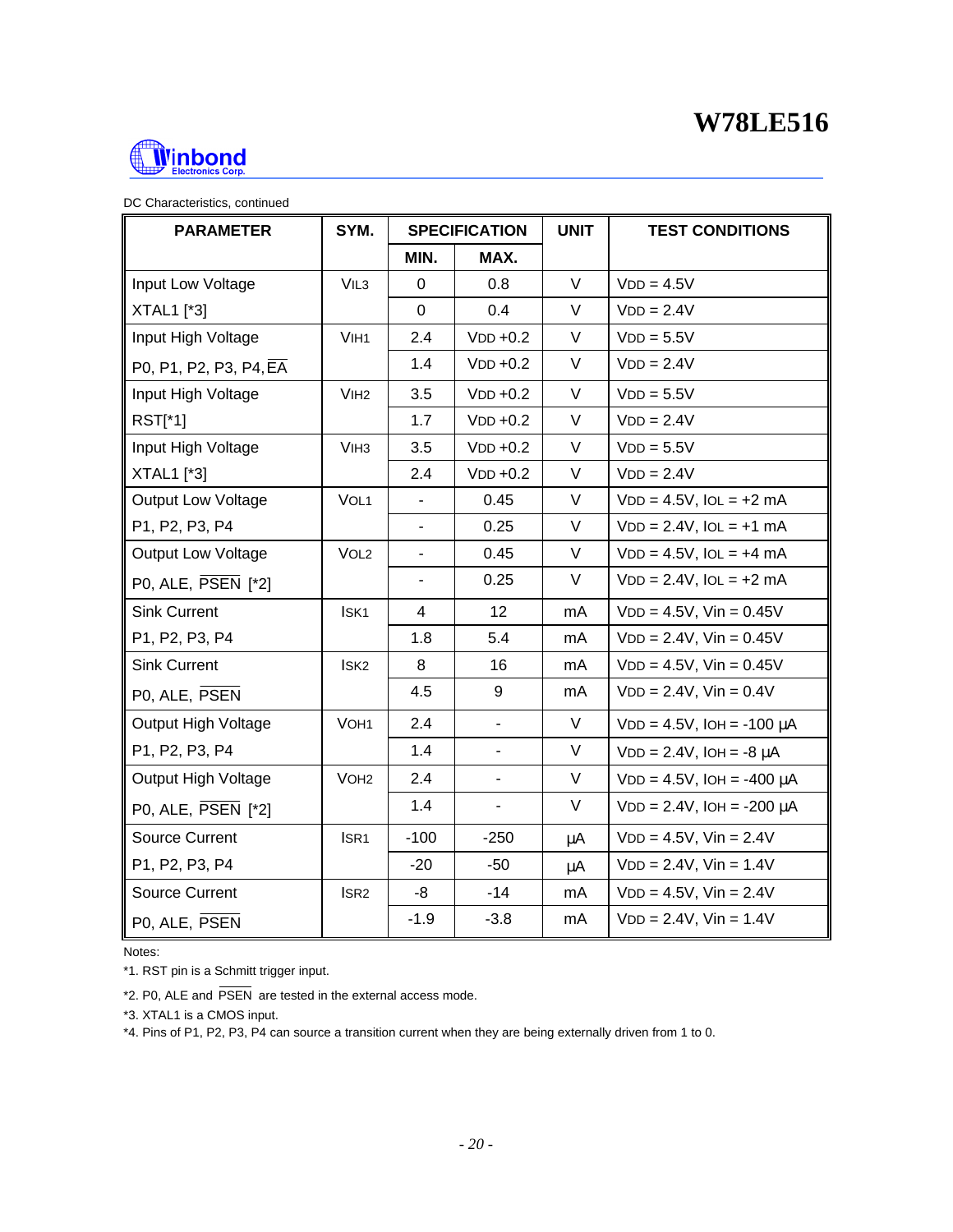DC Characteristics, continued

| PARAMETER | SYM. | SPECIFICATION | | UNIT | TEST CONDITIONS |
|---|---|---|---|---|---|
| | | MIN. | MAX. | | |
| Input Low Voltage | $V_{IL3}$ | 0 | 0.8 | V | $V_{DD}$ = 4.5V |
| XTAL1 [*3] | | 0 | 0.4 | V | $V_{DD}$ = 2.4V |
| Input High Voltage | $V_{IH1}$ | 2.4 | $V_{DD}$ +0.2 | V | $V_{DD}$ = 5.5V |
| P0, P1, P2, P3, P4, $\overline{EA}$ | | 1.4 | $V_{DD}$ +0.2 | V | $V_{DD}$ = 2.4V |
| Input High Voltage | $V_{IH2}$ | 3.5 | $V_{DD}$ +0.2 | V | $V_{DD}$ = 5.5V |
| RST[*1] | | 1.7 | $V_{DD}$ +0.2 | V | $V_{DD}$ = 2.4V |
| Input High Voltage | $V_{IH3}$ | 3.5 | $V_{DD}$ +0.2 | V | $V_{DD}$ = 5.5V |
| XTAL1 [*3] | | 2.4 | $V_{DD}$ +0.2 | V | $V_{DD}$ = 2.4V |
| Output Low Voltage | $V_{OL1}$ | - | 0.45 | V | $V_{DD}$ = 4.5V, $I_{OL}$ = +2 mA |
| P1, P2, P3, P4 | | - | 0.25 | V | $V_{DD}$ = 2.4V, $I_{OL}$ = +1 mA |
| Output Low Voltage | $V_{OL2}$ | - | 0.45 | V | $V_{DD}$ = 4.5V, $I_{OL}$ = +4 mA |
| P0, ALE, $\overline{PSEN}$ [*2] | | - | 0.25 | V | $V_{DD}$ = 2.4V, $I_{OL}$ = +2 mA |
| Sink Current | $I_{SK1}$ | 4 | 12 | mA | $V_{DD}$ = 4.5V, Vin = 0.45V |
| P1, P2, P3, P4 | | 1.8 | 5.4 | mA | $V_{DD}$ = 2.4V, Vin = 0.45V |
| Sink Current | $I_{SK2}$ | 8 | 16 | mA | $V_{DD}$ = 4.5V, Vin = 0.45V |
| P0, ALE, $\overline{PSEN}$ | | 4.5 | 9 | mA | $V_{DD}$ = 2.4V, Vin = 0.4V |
| Output High Voltage | $V_{OH1}$ | 2.4 | - | V | $V_{DD}$ = 4.5V, $I_{OH}$ = -100 μA |
| P1, P2, P3, P4 | | 1.4 | - | V | $V_{DD}$ = 2.4V, $I_{OH}$ = -8 μA |
| Output High Voltage | $V_{OH2}$ | 2.4 | - | V | $V_{DD}$ = 4.5V, $I_{OH}$ = -400 μA |
| P0, ALE, $\overline{PSEN}$ [*2] | | 1.4 | - | V | $V_{DD}$ = 2.4V, $I_{OH}$ = -200 μA |
| Source Current | $I_{SR1}$ | -100 | -250 | μA | $V_{DD}$ = 4.5V, Vin = 2.4V |
| P1, P2, P3, P4 | | -20 | -50 | μA | $V_{DD}$ = 2.4V, Vin = 1.4V |
| Source Current | $I_{SR2}$ | -8 | -14 | mA | $V_{DD}$ = 4.5V, Vin = 2.4V |
| P0, ALE, $\overline{PSEN}$ | | -1.9 | -3.8 | mA | $V_{DD}$ = 2.4V, Vin = 1.4V |

Notes:

*1. RST pin is a Schmitt trigger input.

*2. P0, ALE and $\overline{PSEN}$ are tested in the external access mode.

*3. XTAL1 is a CMOS input.

*4. Pins of P1, P2, P3, P4 can source a transition current when they are being externally driven from 1 to 0.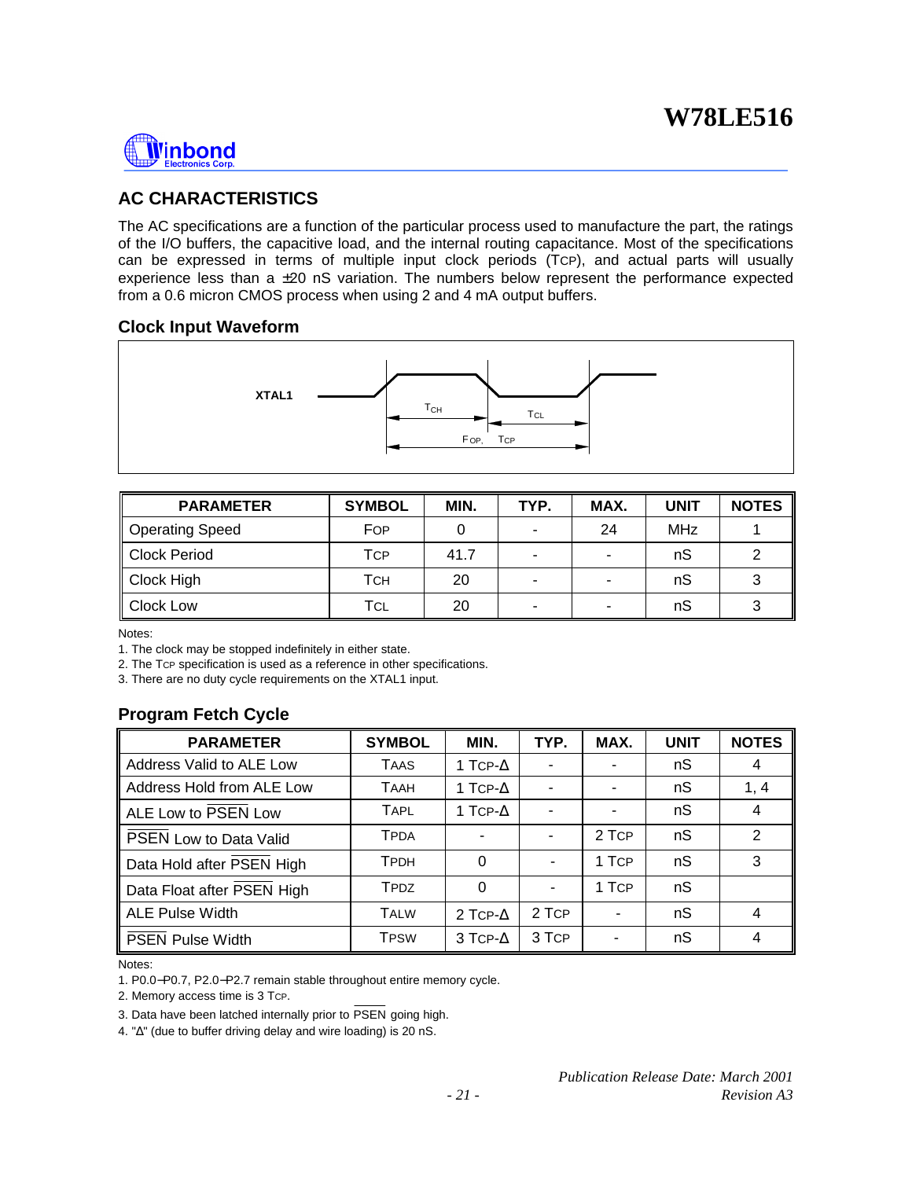## AC CHARACTERISTICS

The AC specifications are a function of the particular process used to manufacture the part, the ratings of the I/O buffers, the capacitive load, and the internal routing capacitance. Most of the specifications can be expressed in terms of multiple input clock periods ($T_{CP}$), and actual parts will usually experience less than a ±20 nS variation. The numbers below represent the performance expected from a 0.6 micron CMOS process when using 2 and 4 mA output buffers.

### Clock Input Waveform

XTAL1

$T_{CH}$ $T_{CL}$

$F_{OP}$, $T_{CP}$

| PARAMETER | SYMBOL | MIN. | TYP. | MAX. | UNIT | NOTES |
|---|---|---|---|---|---|---|
| Operating Speed | $F_{OP}$ | 0 | - | 24 | MHz | 1 |
| Clock Period | $T_{CP}$ | 41.7 | - | - | nS | 2 |
| Clock High | $T_{CH}$ | 20 | - | - | nS | 3 |
| Clock Low | $T_{CL}$ | 20 | - | - | nS | 3 |

Notes:

1. The clock may be stopped indefinitely in either state.
2. The $T_{CP}$ specification is used as a reference in other specifications.
3. There are no duty cycle requirements on the XTAL1 input.

### Program Fetch Cycle

| PARAMETER | SYMBOL | MIN. | TYP. | MAX. | UNIT | NOTES |
|---|---|---|---|---|---|---|
| Address Valid to ALE Low | $T_{AAS}$ | 1 $T_{CP}$-Δ | - | - | nS | 4 |
| Address Hold from ALE Low | $T_{AAH}$ | 1 $T_{CP}$-Δ | - | - | nS | 1, 4 |
| ALE Low to $\overline{PSEN}$ Low | $T_{APL}$ | 1 $T_{CP}$-Δ | - | - | nS | 4 |
| $\overline{PSEN}$ Low to Data Valid | $T_{PDA}$ | - | - | 2 $T_{CP}$ | nS | 2 |
| Data Hold after $\overline{PSEN}$ High | $T_{PDH}$ | 0 | - | 1 $T_{CP}$ | nS | 3 |
| Data Float after $\overline{PSEN}$ High | $T_{PDZ}$ | 0 | - | 1 $T_{CP}$ | nS | |
| ALE Pulse Width | $T_{ALW}$ | 2 $T_{CP}$-Δ | 2 $T_{CP}$ | - | nS | 4 |
| $\overline{PSEN}$ Pulse Width | $T_{PSW}$ | 3 $T_{CP}$-Δ | 3 $T_{CP}$ | - | nS | 4 |

Notes:

1. P0.0−P0.7, P2.0−P2.7 remain stable throughout entire memory cycle.
2. Memory access time is 3 $T_{CP}$.
3. Data have been latched internally prior to $\overline{PSEN}$ going high.
4. "Δ" (due to buffer driving delay and wire loading) is 20 nS.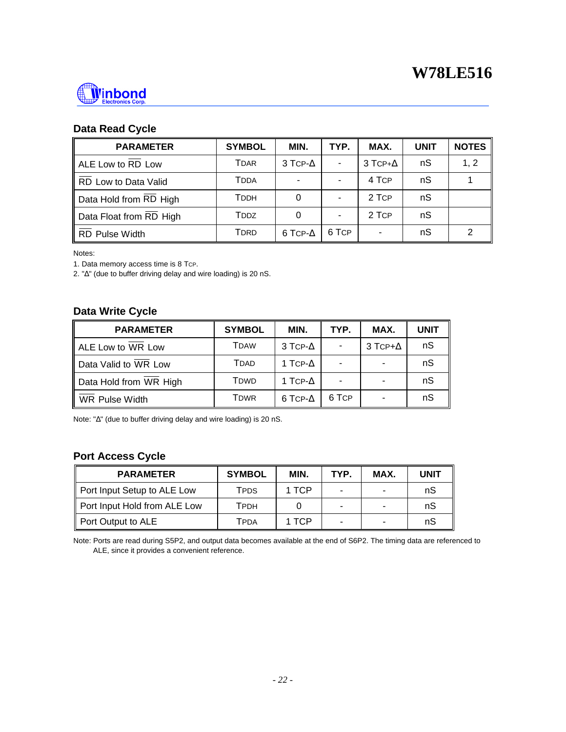### Data Read Cycle

| PARAMETER | SYMBOL | MIN. | TYP. | MAX. | UNIT | NOTES |
|---|---|---|---|---|---|---|
| ALE Low to $\overline{RD}$ Low | TDAR | 3 TCP-Δ | - | 3 TCP+Δ | nS | 1, 2 |
| $\overline{RD}$ Low to Data Valid | TDDA | - | - | 4 TCP | nS | 1 |
| Data Hold from $\overline{RD}$ High | TDDH | 0 | - | 2 TCP | nS | |
| Data Float from $\overline{RD}$ High | TDDZ | 0 | - | 2 TCP | nS | |
| $\overline{RD}$ Pulse Width | TDRD | 6 TCP-Δ | 6 TCP | - | nS | 2 |

Notes:

1. Data memory access time is 8 TCP.
2. "Δ" (due to buffer driving delay and wire loading) is 20 nS.

### Data Write Cycle

| PARAMETER | SYMBOL | MIN. | TYP. | MAX. | UNIT |
|---|---|---|---|---|---|
| ALE Low to $\overline{WR}$ Low | TDAW | 3 TCP-Δ | - | 3 TCP+Δ | nS |
| Data Valid to $\overline{WR}$ Low | TDAD | 1 TCP-Δ | - | - | nS |
| Data Hold from $\overline{WR}$ High | TDWD | 1 TCP-Δ | - | - | nS |
| $\overline{WR}$ Pulse Width | TDWR | 6 TCP-Δ | 6 TCP | - | nS |

Note: "Δ" (due to buffer driving delay and wire loading) is 20 nS.

### Port Access Cycle

| PARAMETER | SYMBOL | MIN. | TYP. | MAX. | UNIT |
|---|---|---|---|---|---|
| Port Input Setup to ALE Low | TPDS | 1 TCP | - | - | nS |
| Port Input Hold from ALE Low | TPDH | 0 | - | - | nS |
| Port Output to ALE | TPDA | 1 TCP | - | - | nS |

Note: Ports are read during S5P2, and output data becomes available at the end of S6P2. The timing data are referenced to ALE, since it provides a convenient reference.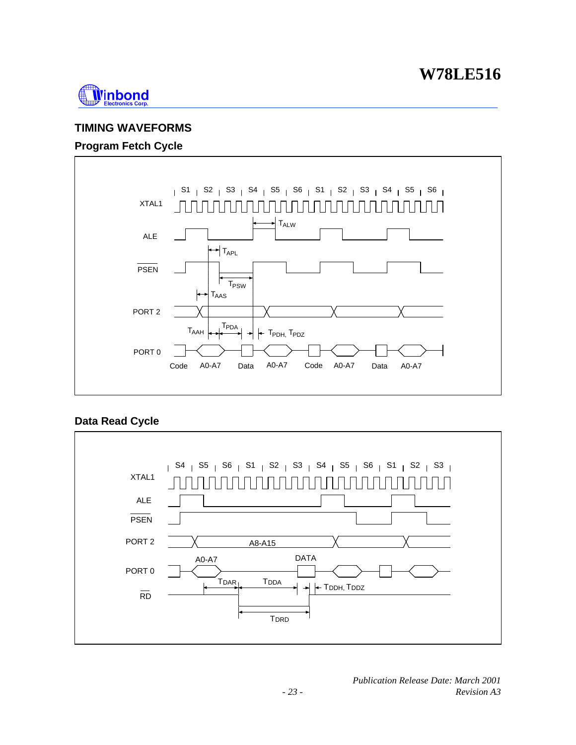## TIMING WAVEFORMS

### Program Fetch Cycle

### Data Read Cycle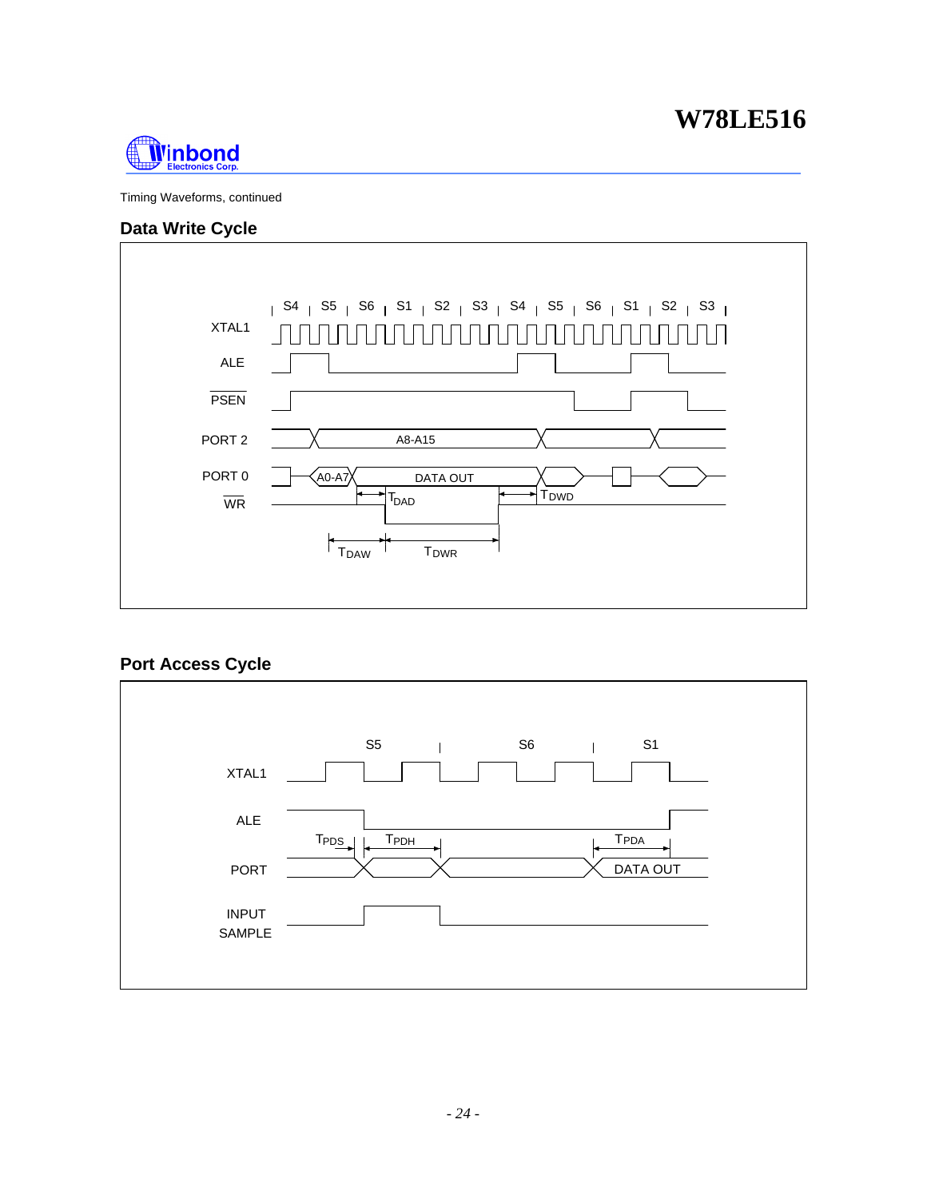Timing Waveforms, continued

## Data Write Cycle

S4 | S5 | S6 | S1 | S2 | S3 | S4 | S5 | S6 | S1 | S2 | S3

XTAL1

ALE

PSEN

PORT 2 — A8-A15

PORT 0 — A0-A7, DATA OUT

WR

$T_{DAD}$ $T_{DWD}$

$T_{DAW}$ $T_{DWR}$

## Port Access Cycle

S5 | S6 | S1

XTAL1

ALE

$T_{PDS}$ $T_{PDH}$ $T_{PDA}$

PORT — DATA OUT

INPUT SAMPLE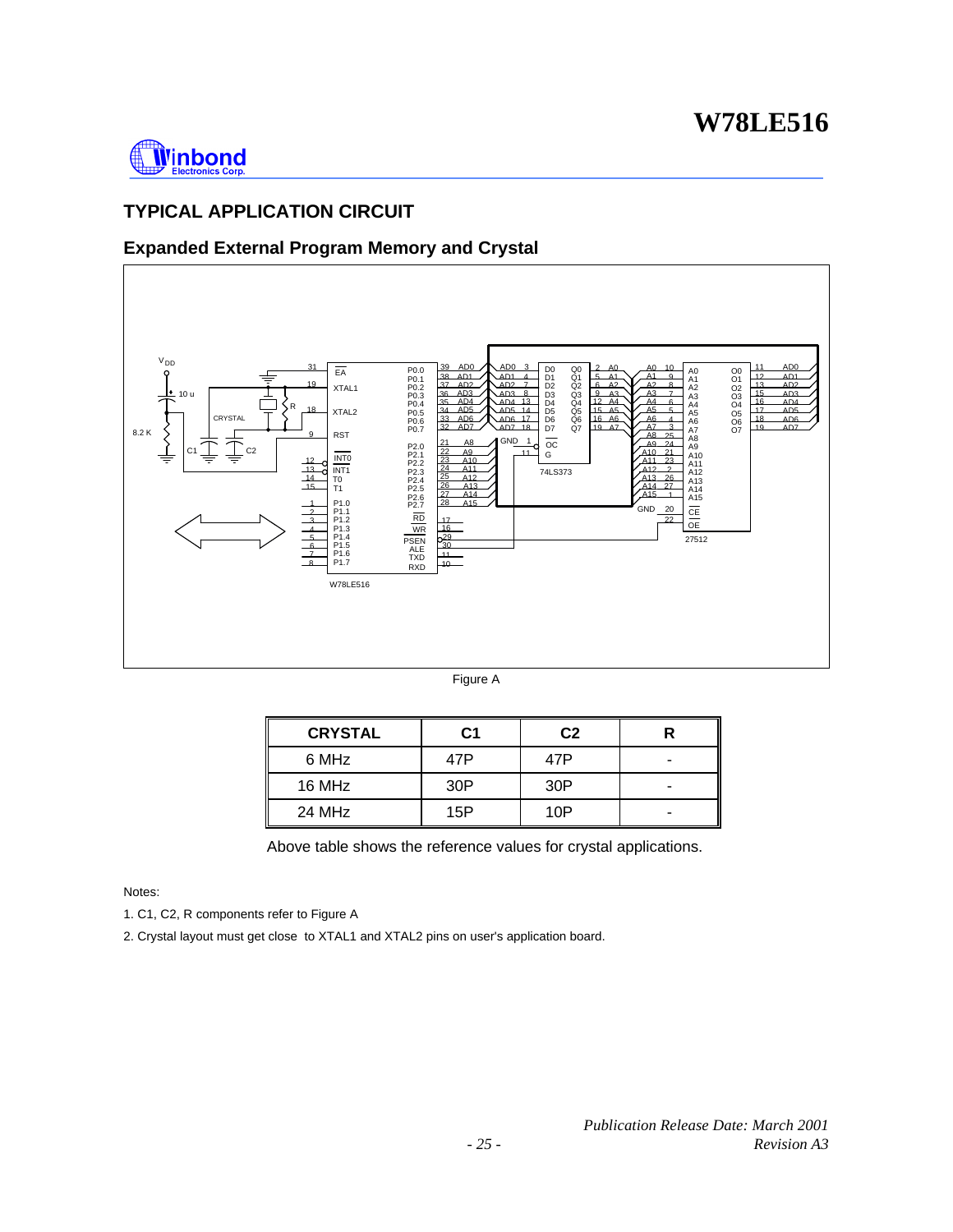## TYPICAL APPLICATION CIRCUIT

### Expanded External Program Memory and Crystal

Figure A

| CRYSTAL | C1 | C2 | R |
| --- | --- | --- | --- |
| 6 MHz | 47P | 47P | - |
| 16 MHz | 30P | 30P | - |
| 24 MHz | 15P | 10P | - |

Above table shows the reference values for crystal applications.

Notes:

1. C1, C2, R components refer to Figure A

2. Crystal layout must get close to XTAL1 and XTAL2 pins on user's application board.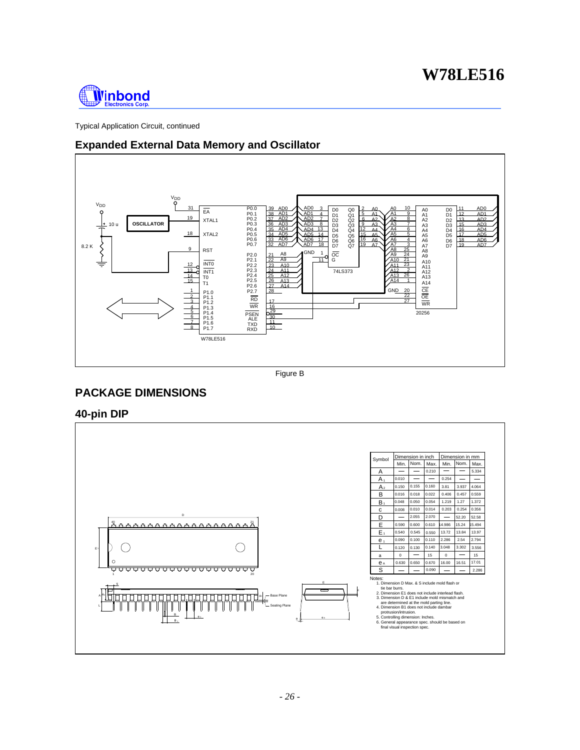Typical Application Circuit, continued

## Expanded External Data Memory and Oscillator

Figure B

## PACKAGE DIMENSIONS

### 40-pin DIP

| Symbol | Dimension in inch | | | Dimension in mm | | |
|---|---|---|---|---|---|---|
| | Min. | Nom. | Max. | Min. | Nom. | Max. |
| A | — | — | 0.210 | — | — | 5.334 |
| $A_1$ | 0.010 | — | — | 0.254 | — | — |
| $A_2$ | 0.150 | 0.155 | 0.160 | 3.81 | 3.937 | 4.064 |
| B | 0.016 | 0.018 | 0.022 | 0.406 | 0.457 | 0.559 |
| $B_1$ | 0.048 | 0.050 | 0.054 | 1.219 | 1.27 | 1.372 |
| c | 0.008 | 0.010 | 0.014 | 0.203 | 0.254 | 0.356 |
| D | — | 2.055 | 2.070 | — | 52.20 | 52.58 |
| E | 0.590 | 0.600 | 0.610 | 14.986 | 15.24 | 15.494 |
| $E_1$ | 0.540 | 0.545 | 0.550 | 13.72 | 13.84 | 13.97 |
| $e_1$ | 0.090 | 0.100 | 0.110 | 2.286 | 2.54 | 2.794 |
| L | 0.120 | 0.130 | 0.140 | 3.048 | 3.302 | 3.556 |
| a | 0 | — | 15 | 0 | — | 15 |
| $e_A$ | 0.630 | 0.650 | 0.670 | 16.00 | 16.51 | 17.01 |
| S | — | — | 0.090 | — | — | 2.286 |

Notes:

1. Dimension D Max. & S include mold flash or tie bar burrs.
2. Dimension E1 does not include interlead flash.
3. Dimension D & E1 include mold mismatch and are determined at the mold parting line.
4. Dimension B1 does not include dambar protrusion/intrusion.
5. Controlling dimension: Inches.
6. General appearance spec. should be based on final visual inspection spec.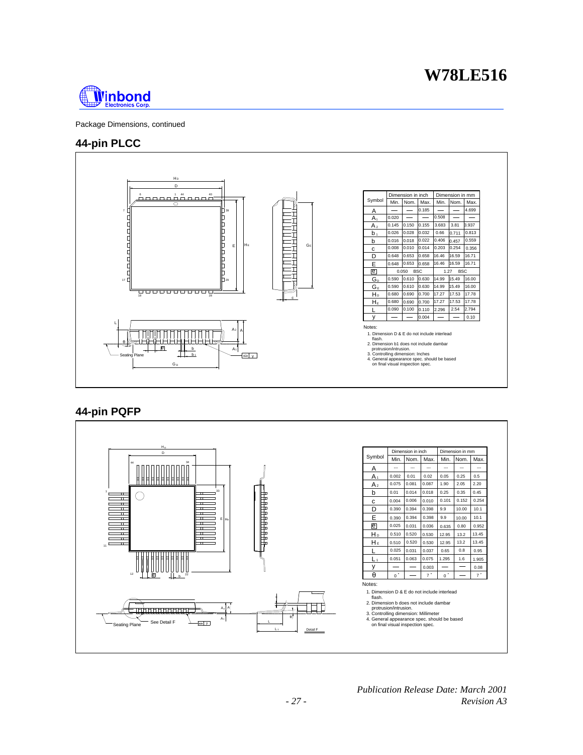Package Dimensions, continued

## 44-pin PLCC

| Symbol | Dimension in inch | | | Dimension in mm | | |
|---|---|---|---|---|---|---|
| | Min. | Nom. | Max. | Min. | Nom. | Max. |
| A | — | — | 0.185 | — | — | 4.699 |
| $A_1$ | 0.020 | — | — | 0.508 | — | — |
| $A_2$ | 0.145 | 0.150 | 0.155 | 3.683 | 3.81 | 3.937 |
| $b_1$ | 0.026 | 0.028 | 0.032 | 0.66 | 0.711 | 0.813 |
| b | 0.016 | 0.018 | 0.022 | 0.406 | 0.457 | 0.559 |
| c | 0.008 | 0.010 | 0.014 | 0.203 | 0.254 | 0.356 |
| D | 0.648 | 0.653 | 0.658 | 16.46 | 16.59 | 16.71 |
| E | 0.648 | 0.653 | 0.658 | 16.46 | 16.59 | 16.71 |
| e | 0.050 BSC | | | 1.27 BSC | | |
| $G_D$ | 0.590 | 0.610 | 0.630 | 14.99 | 15.49 | 16.00 |
| $G_E$ | 0.590 | 0.610 | 0.630 | 14.99 | 15.49 | 16.00 |
| $H_D$ | 0.680 | 0.690 | 0.700 | 17.27 | 17.53 | 17.78 |
| $H_E$ | 0.680 | 0.690 | 0.700 | 17.27 | 17.53 | 17.78 |
| L | 0.090 | 0.100 | 0.110 | 2.296 | 2.54 | 2.794 |
| y | — | — | 0.004 | — | — | 0.10 |

Notes:
1. Dimension D & E do not include interlead flash.
2. Dimension b1 does not include dambar protrusion/intrusion.
3. Controlling dimension: Inches
4. General appearance spec. should be based on final visual inspection spec.

## 44-pin PQFP

| Symbol | Dimension in inch | | | Dimension in mm | | |
|---|---|---|---|---|---|---|
| | Min. | Nom. | Max. | Min. | Nom. | Max. |
| A | --- | --- | --- | --- | --- | --- |
| $A_1$ | 0.002 | 0.01 | 0.02 | 0.05 | 0.25 | 0.5 |
| $A_2$ | 0.075 | 0.081 | 0.087 | 1.90 | 2.05 | 2.20 |
| b | 0.01 | 0.014 | 0.018 | 0.25 | 0.35 | 0.45 |
| c | 0.004 | 0.006 | 0.010 | 0.101 | 0.152 | 0.254 |
| D | 0.390 | 0.394 | 0.398 | 9.9 | 10.00 | 10.1 |
| E | 0.390 | 0.394 | 0.398 | 9.9 | 10.00 | 10.1 |
| e | 0.025 | 0.031 | 0.036 | 0.635 | 0.80 | 0.952 |
| $H_D$ | 0.510 | 0.520 | 0.530 | 12.95 | 13.2 | 13.45 |
| $H_E$ | 0.510 | 0.520 | 0.530 | 12.95 | 13.2 | 13.45 |
| L | 0.025 | 0.031 | 0.037 | 0.65 | 0.8 | 0.95 |
| $L_1$ | 0.051 | 0.063 | 0.075 | 1.295 | 1.6 | 1.905 |
| y | — | — | 0.003 | — | — | 0.08 |
| θ | 0° | — | 7° | 0° | — | 7° |

Notes:
1. Dimension D & E do not include interlead flash.
2. Dimension b does not include dambar protrusion/intrusion.
3. Controlling dimension: Millimeter
4. General appearance spec. should be based on final visual inspection spec.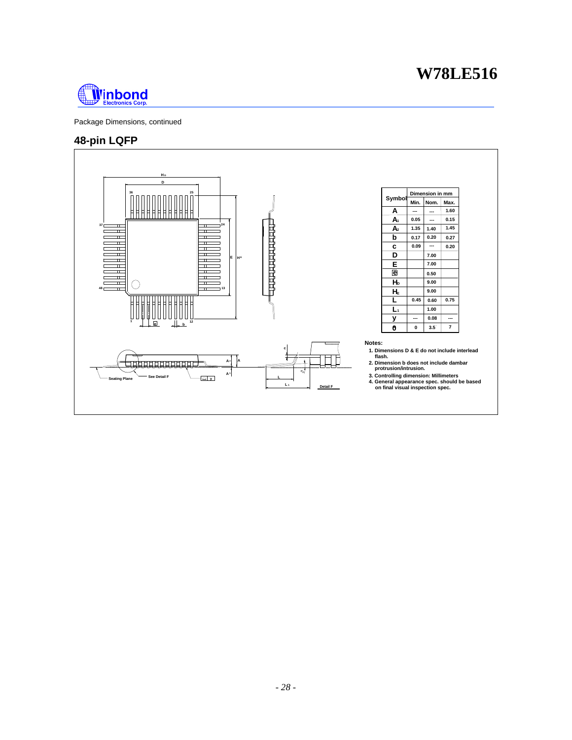Package Dimensions, continued

## 48-pin LQFP

| Symbol | Dimension in mm | | |
|---|---|---|---|
| | Min. | Nom. | Max. |
| A | --- | --- | 1.60 |
| $A_1$ | 0.05 | --- | 0.15 |
| $A_2$ | 1.35 | 1.40 | 1.45 |
| b | 0.17 | 0.20 | 0.27 |
| c | 0.09 | --- | 0.20 |
| D | | 7.00 | |
| E | | 7.00 | |
| e | | 0.50 | |
| $H_D$ | | 9.00 | |
| $H_E$ | | 9.00 | |
| L | 0.45 | 0.60 | 0.75 |
| $L_1$ | | 1.00 | |
| y | --- | 0.08 | --- |
| θ | 0 | 3.5 | 7 |

**Notes:**

1. Dimensions D & E do not include interlead flash.
2. Dimension b does not include dambar protrusion/intrusion.
3. Controlling dimension: Millimeters
4. General appearance spec. should be based on final visual inspection spec.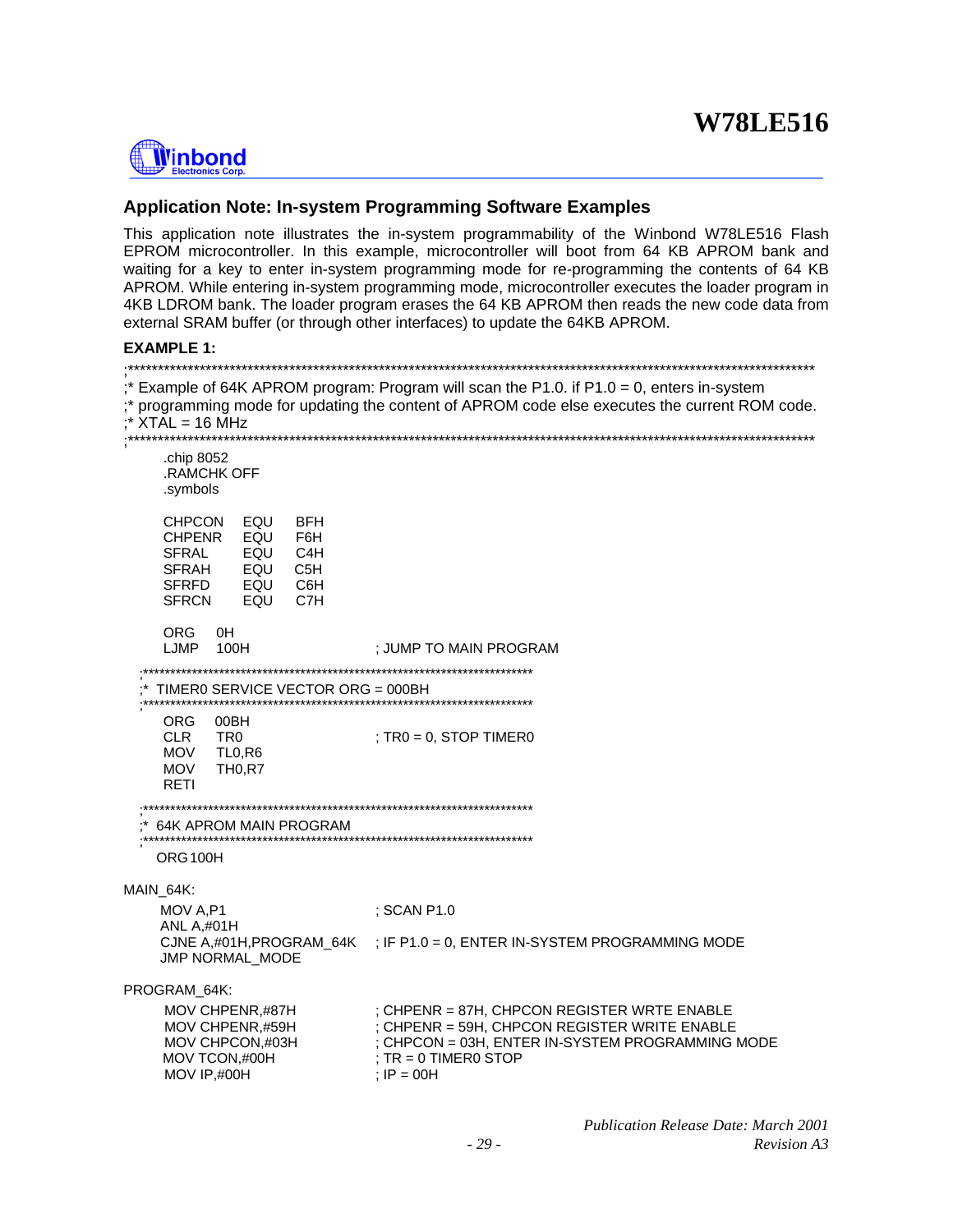## Application Note: In-system Programming Software Examples

This application note illustrates the in-system programmability of the Winbond W78LE516 Flash EPROM microcontroller. In this example, microcontroller will boot from 64 KB APROM bank and waiting for a key to enter in-system programming mode for re-programming the contents of 64 KB APROM. While entering in-system programming mode, microcontroller executes the loader program in 4KB LDROM bank. The loader program erases the 64 KB APROM then reads the new code data from external SRAM buffer (or through other interfaces) to update the 64KB APROM.

**EXAMPLE 1:**

```
;*******************************************************************************************************************
;* Example of 64K APROM program: Program will scan the P1.0. if P1.0 = 0, enters in-system
;* programming mode for updating the content of APROM code else executes the current ROM code.
;* XTAL = 16 MHz
;*******************************************************************************************************************
    .chip 8052
    .RAMCHK OFF
    .symbols

    CHPCON   EQU    BFH
    CHPENR   EQU    F6H
    SFRAL    EQU    C4H
    SFRAH    EQU    C5H
    SFRFD    EQU    C6H
    SFRCN    EQU    C7H

    ORG    0H
    LJMP   100H                         ; JUMP TO MAIN PROGRAM

;************************************************************************
;*  TIMER0 SERVICE VECTOR ORG = 000BH
;************************************************************************
    ORG    00BH
    CLR    TR0                          ; TR0 = 0, STOP TIMER0
    MOV    TL0,R6
    MOV    TH0,R7
    RETI

;************************************************************************
;*  64K APROM MAIN PROGRAM
;************************************************************************
    ORG 100H

MAIN_64K:
    MOV A,P1                            ; SCAN P1.0
    ANL A,#01H
    CJNE A,#01H,PROGRAM_64K             ; IF P1.0 = 0, ENTER IN-SYSTEM PROGRAMMING MODE
    JMP NORMAL_MODE

PROGRAM_64K:
    MOV CHPENR,#87H                     ; CHPENR = 87H, CHPCON REGISTER WRTE ENABLE
    MOV CHPENR,#59H                     ; CHPENR = 59H, CHPCON REGISTER WRITE ENABLE
    MOV CHPCON,#03H                     ; CHPCON = 03H, ENTER IN-SYSTEM PROGRAMMING MODE
    MOV TCON,#00H                       ; TR = 0 TIMER0 STOP
    MOV IP,#00H                         ; IP = 00H
```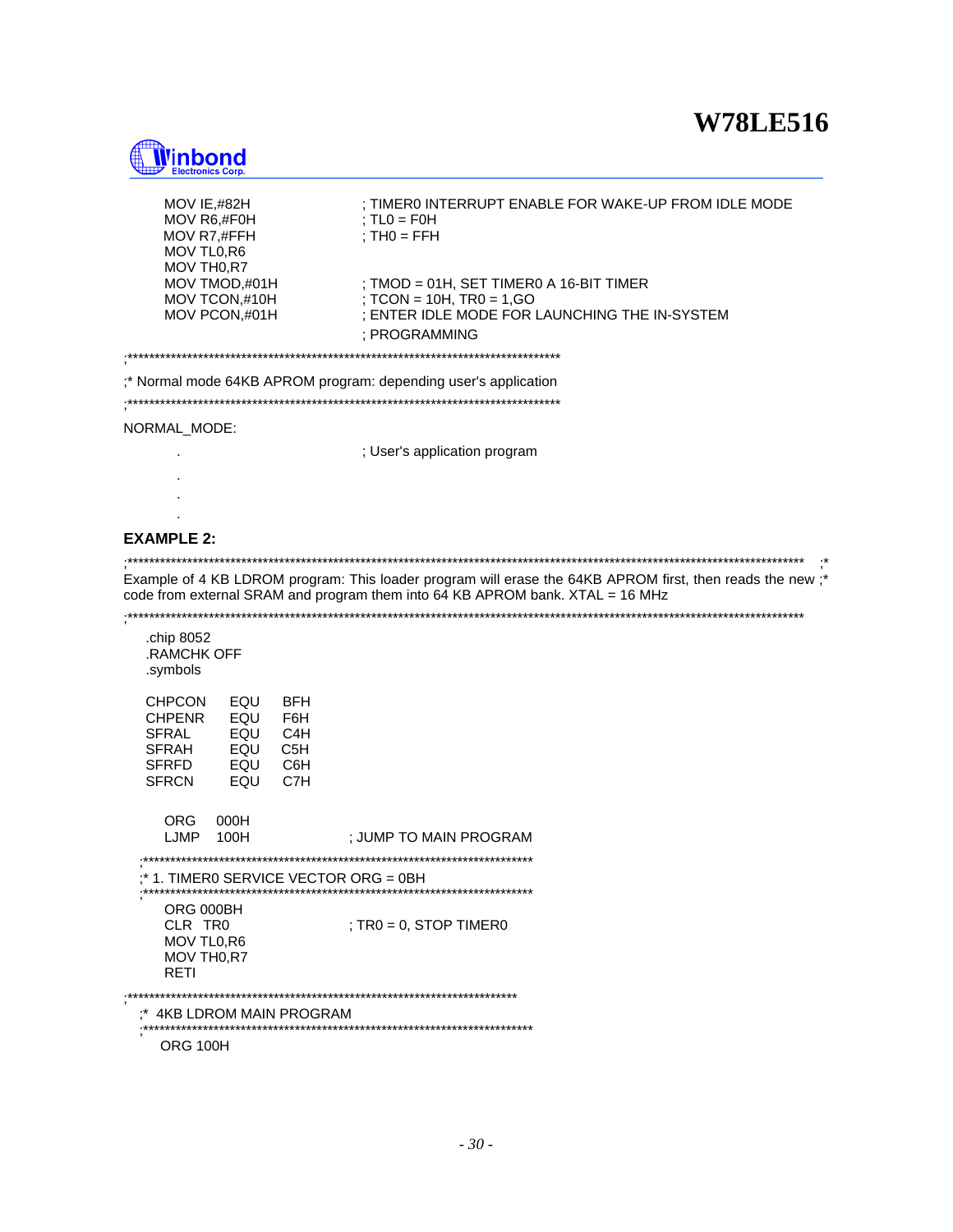```
    MOV IE,#82H             ; TIMER0 INTERRUPT ENABLE FOR WAKE-UP FROM IDLE MODE
    MOV R6,#F0H             ; TL0 = F0H
    MOV R7,#FFH             ; TH0 = FFH
    MOV TL0,R6
    MOV TH0,R7
    MOV TMOD,#01H           ; TMOD = 01H, SET TIMER0 A 16-BIT TIMER
    MOV TCON,#10H           ; TCON = 10H, TR0 = 1,GO
    MOV PCON,#01H           ; ENTER IDLE MODE FOR LAUNCHING THE IN-SYSTEM
                            ; PROGRAMMING

;*********************************************************************************
;* Normal mode 64KB APROM program: depending user's application
;*********************************************************************************
NORMAL_MODE:
    .                       ; User's application program
    .
    .
    .
```

**EXAMPLE 2:**

```
;******************************************************************************************************************************* ;*
Example of 4 KB LDROM program: This loader program will erase the 64KB APROM first, then reads the new ;*
code from external SRAM and program them into 64 KB APROM bank. XTAL = 16 MHz
;*******************************************************************************************************************************

  .chip 8052
  .RAMCHK OFF
  .symbols

  CHPCON    EQU    BFH
  CHPENR    EQU    F6H
  SFRAL     EQU    C4H
  SFRAH     EQU    C5H
  SFRFD     EQU    C6H
  SFRCN     EQU    C7H

    ORG    000H
    LJMP   100H                 ; JUMP TO MAIN PROGRAM
;************************************************************************
;* 1. TIMER0 SERVICE VECTOR ORG = 0BH
;************************************************************************
    ORG 000BH
    CLR  TR0                    ; TR0 = 0, STOP TIMER0
    MOV TL0,R6
    MOV TH0,R7
    RETI
;************************************************************************
;*  4KB LDROM MAIN PROGRAM
;************************************************************************
   ORG 100H
```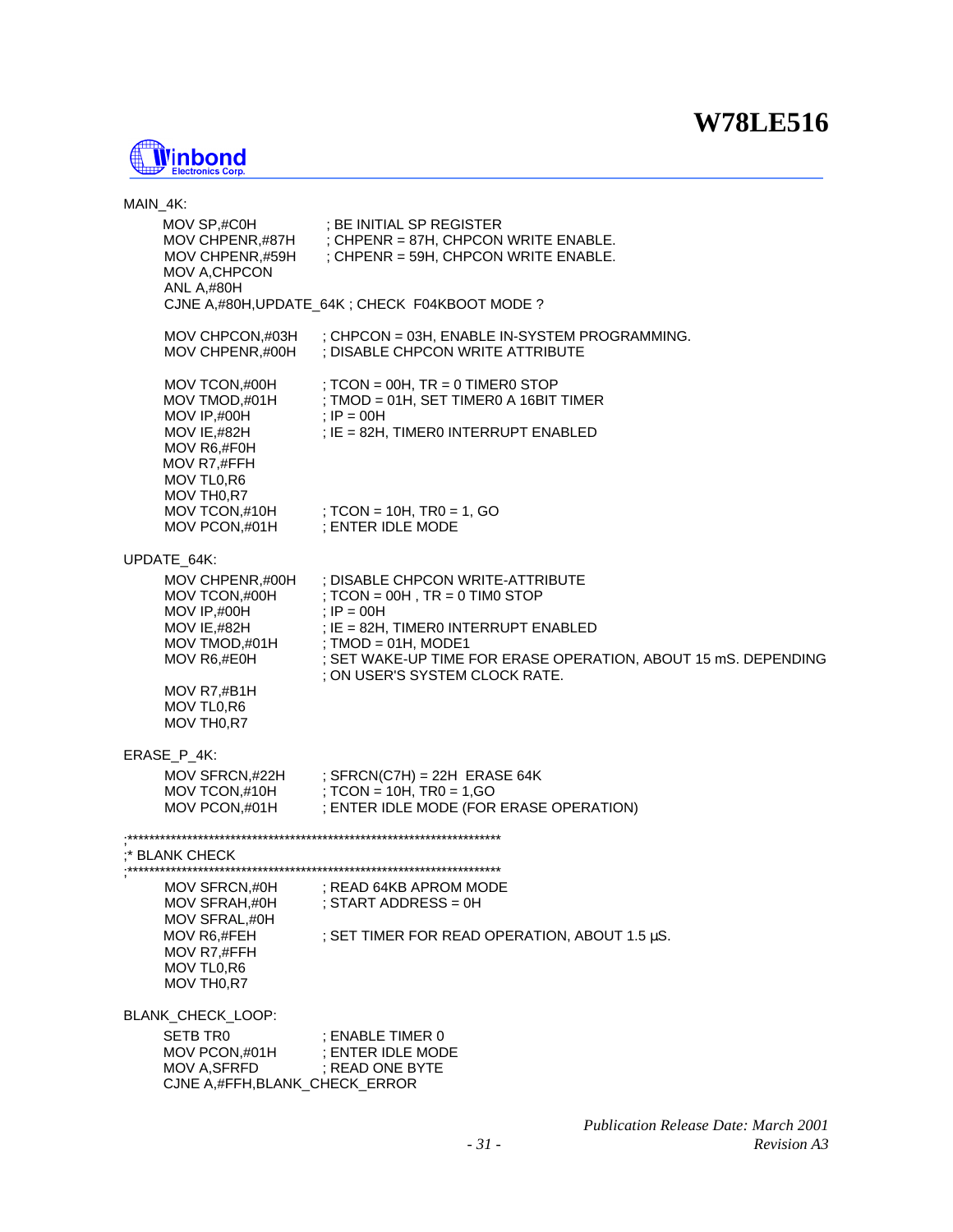```
MAIN_4K:
        MOV SP,#C0H             ; BE INITIAL SP REGISTER
        MOV CHPENR,#87H         ; CHPENR = 87H, CHPCON WRITE ENABLE.
        MOV CHPENR,#59H         ; CHPENR = 59H, CHPCON WRITE ENABLE.
        MOV A,CHPCON
        ANL A,#80H
        CJNE A,#80H,UPDATE_64K ; CHECK  F04KBOOT MODE ?

        MOV CHPCON,#03H         ; CHPCON = 03H, ENABLE IN-SYSTEM PROGRAMMING.
        MOV CHPENR,#00H         ; DISABLE CHPCON WRITE ATTRIBUTE

        MOV TCON,#00H           ; TCON = 00H, TR = 0 TIMER0 STOP
        MOV TMOD,#01H           ; TMOD = 01H, SET TIMER0 A 16BIT TIMER
        MOV IP,#00H             ; IP = 00H
        MOV IE,#82H             ; IE = 82H, TIMER0 INTERRUPT ENABLED
        MOV R6,#F0H
        MOV R7,#FFH
        MOV TL0,R6
        MOV TH0,R7
        MOV TCON,#10H           ; TCON = 10H, TR0 = 1, GO
        MOV PCON,#01H           ; ENTER IDLE MODE

UPDATE_64K:
        MOV CHPENR,#00H         ; DISABLE CHPCON WRITE-ATTRIBUTE
        MOV TCON,#00H           ; TCON = 00H , TR = 0 TIM0 STOP
        MOV IP,#00H             ; IP = 00H
        MOV IE,#82H             ; IE = 82H, TIMER0 INTERRUPT ENABLED
        MOV TMOD,#01H           ; TMOD = 01H, MODE1
        MOV R6,#E0H             ; SET WAKE-UP TIME FOR ERASE OPERATION, ABOUT 15 mS. DEPENDING
                                ; ON USER'S SYSTEM CLOCK RATE.
        MOV R7,#B1H
        MOV TL0,R6
        MOV TH0,R7

ERASE_P_4K:
        MOV SFRCN,#22H          ; SFRCN(C7H) = 22H  ERASE 64K
        MOV TCON,#10H           ; TCON = 10H, TR0 = 1,GO
        MOV PCON,#01H           ; ENTER IDLE MODE (FOR ERASE OPERATION)

;*********************************************************************
;* BLANK CHECK
;*********************************************************************
        MOV SFRCN,#0H           ; READ 64KB APROM MODE
        MOV SFRAH,#0H           ; START ADDRESS = 0H
        MOV SFRAL,#0H
        MOV R6,#FEH             ; SET TIMER FOR READ OPERATION, ABOUT 1.5 µS.
        MOV R7,#FFH
        MOV TL0,R6
        MOV TH0,R7

BLANK_CHECK_LOOP:
        SETB TR0                ; ENABLE TIMER 0
        MOV PCON,#01H           ; ENTER IDLE MODE
        MOV A,SFRFD             ; READ ONE BYTE
        CJNE A,#FFH,BLANK_CHECK_ERROR
```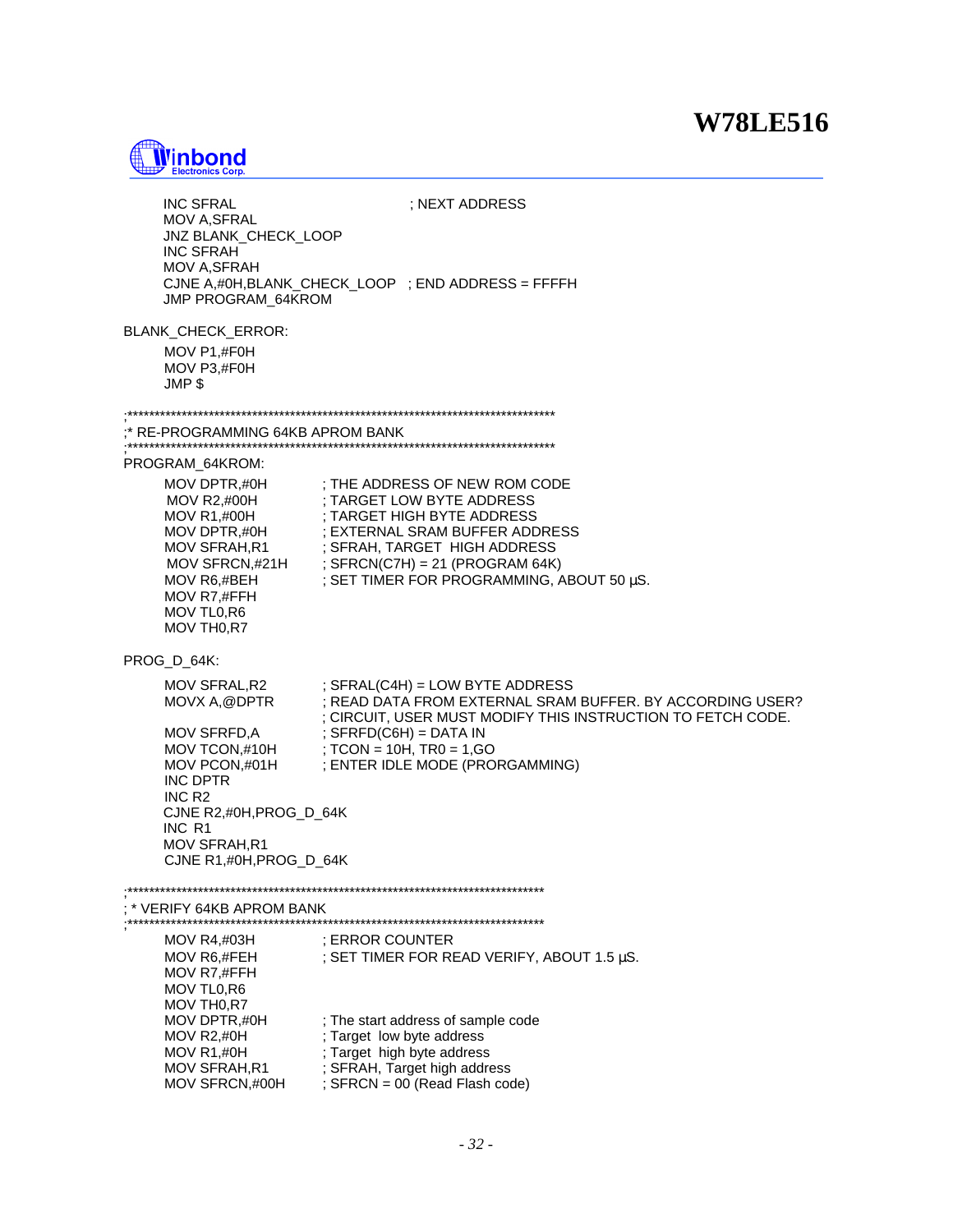```
        INC SFRAL                   ; NEXT ADDRESS
        MOV A,SFRAL
        JNZ BLANK_CHECK_LOOP
        INC SFRAH
        MOV A,SFRAH
        CJNE A,#0H,BLANK_CHECK_LOOP   ; END ADDRESS = FFFFH
        JMP PROGRAM_64KROM

BLANK_CHECK_ERROR:
        MOV P1,#F0H
        MOV P3,#F0H
        JMP $

;*******************************************************************************
;* RE-PROGRAMMING 64KB APROM BANK
;*******************************************************************************
PROGRAM_64KROM:
        MOV DPTR,#0H        ; THE ADDRESS OF NEW ROM CODE
        MOV R2,#00H         ; TARGET LOW BYTE ADDRESS
        MOV R1,#00H         ; TARGET HIGH BYTE ADDRESS
        MOV DPTR,#0H        ; EXTERNAL SRAM BUFFER ADDRESS
        MOV SFRAH,R1        ; SFRAH, TARGET  HIGH ADDRESS
        MOV SFRCN,#21H      ; SFRCN(C7H) = 21 (PROGRAM 64K)
        MOV R6,#BEH         ; SET TIMER FOR PROGRAMMING, ABOUT 50 µS.
        MOV R7,#FFH
        MOV TL0,R6
        MOV TH0,R7

PROG_D_64K:
        MOV SFRAL,R2        ; SFRAL(C4H) = LOW BYTE ADDRESS
        MOVX A,@DPTR        ; READ DATA FROM EXTERNAL SRAM BUFFER. BY ACCORDING USER?
                            ; CIRCUIT, USER MUST MODIFY THIS INSTRUCTION TO FETCH CODE.
        MOV SFRFD,A         ; SFRFD(C6H) = DATA IN
        MOV TCON,#10H       ; TCON = 10H, TR0 = 1,GO
        MOV PCON,#01H       ; ENTER IDLE MODE (PRORGAMMING)
        INC DPTR
        INC R2
        CJNE R2,#0H,PROG_D_64K
        INC R1
        MOV SFRAH,R1
        CJNE R1,#0H,PROG_D_64K

;*******************************************************************************
; * VERIFY 64KB APROM BANK
;*******************************************************************************
        MOV R4,#03H         ; ERROR COUNTER
        MOV R6,#FEH         ; SET TIMER FOR READ VERIFY, ABOUT 1.5 µS.
        MOV R7,#FFH
        MOV TL0,R6
        MOV TH0,R7
        MOV DPTR,#0H        ; The start address of sample code
        MOV R2,#0H          ; Target  low byte address
        MOV R1,#0H          ; Target  high byte address
        MOV SFRAH,R1        ; SFRAH, Target high address
        MOV SFRCN,#00H      ; SFRCN = 00 (Read Flash code)
```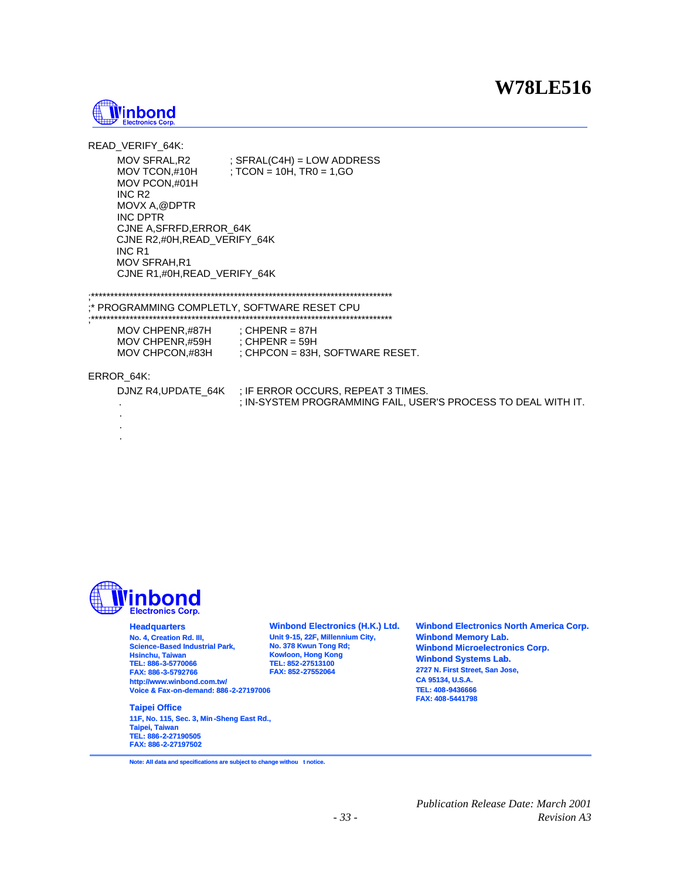```
READ_VERIFY_64K:
        MOV SFRAL,R2            ; SFRAL(C4H) = LOW ADDRESS
        MOV TCON,#10H           ; TCON = 10H, TR0 = 1,GO
        MOV PCON,#01H
        INC R2
        MOVX A,@DPTR
        INC DPTR
        CJNE A,SFRFD,ERROR_64K
        CJNE R2,#0H,READ_VERIFY_64K
        INC R1
        MOV SFRAH,R1
        CJNE R1,#0H,READ_VERIFY_64K

;******************************************************************************
;* PROGRAMMING COMPLETLY, SOFTWARE RESET CPU
;******************************************************************************
        MOV CHPENR,#87H         ; CHPENR = 87H
        MOV CHPENR,#59H         ; CHPENR = 59H
        MOV CHPCON,#83H         ; CHPCON = 83H, SOFTWARE RESET.

ERROR_64K:
        DJNZ R4,UPDATE_64K      ; IF ERROR OCCURS, REPEAT 3 TIMES.
        .                       ; IN-SYSTEM PROGRAMMING FAIL, USER'S PROCESS TO DEAL WITH IT.
        .
        .
        .
```

**Headquarters**
No. 4, Creation Rd. III,
Science-Based Industrial Park,
Hsinchu, Taiwan
TEL: 886-3-5770066
FAX: 886-3-5792766
http://www.winbond.com.tw/
Voice & Fax-on-demand: 886-2-27197006

**Taipei Office**
11F, No. 115, Sec. 3, Min-Sheng East Rd.,
Taipei, Taiwan
TEL: 886-2-27190505
FAX: 886-2-27197502

**Winbond Electronics (H.K.) Ltd.**
Unit 9-15, 22F, Millennium City,
No. 378 Kwun Tong Rd;
Kowloon, Hong Kong
TEL: 852-27513100
FAX: 852-27552064

**Winbond Electronics North America Corp.**
**Winbond Memory Lab.**
**Winbond Microelectronics Corp.**
**Winbond Systems Lab.**
2727 N. First Street, San Jose,
CA 95134, U.S.A.
TEL: 408-9436666
FAX: 408-5441798

Note: All data and specifications are subject to change without notice.

*Publication Release Date: March 2001*
*Revision A3*